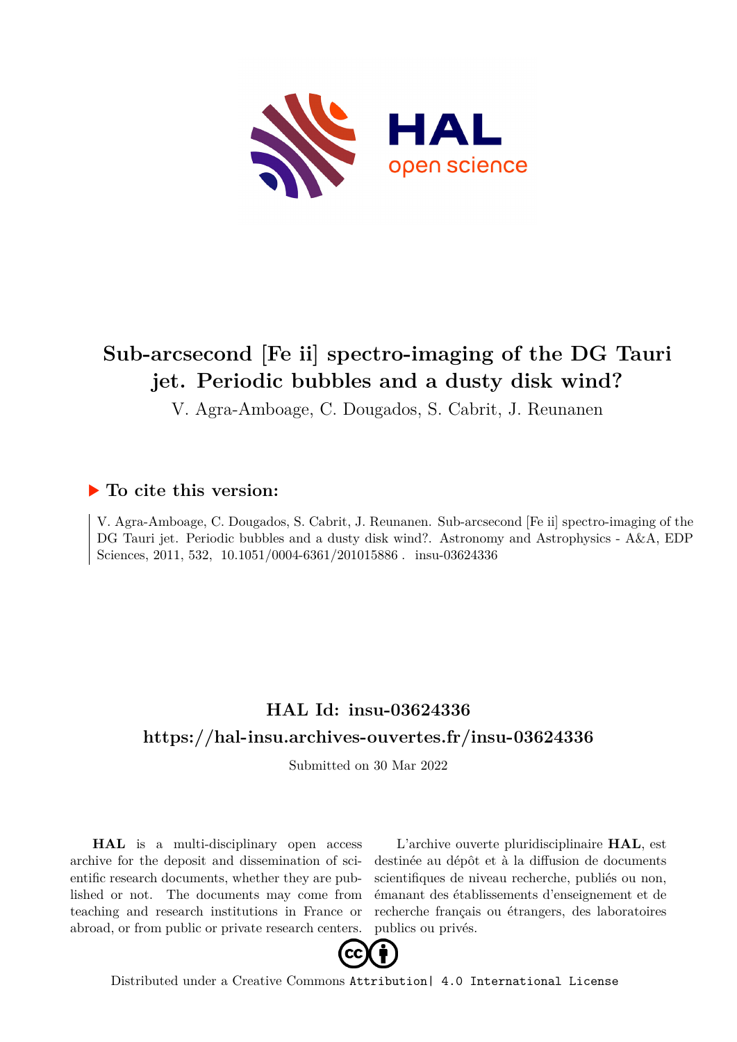# Sub-arcsecond [Fe ii] spectro-imaging of the DG Tauri jet. Periodic bubbles and a dusty disk wind?

V. Agra-Amboage, C. Dougados, S. Cabrit, J. Reunanen

## ▶ To cite this version:

V. Agra-Amboage, C. Dougados, S. Cabrit, J. Reunanen. Sub-arcsecond [Fe ii] spectro-imaging of the DG Tauri jet. Periodic bubbles and a dusty disk wind?. Astronomy and Astrophysics - A&A, EDP Sciences, 2011, 532, 10.1051/0004-6361/201015886 . insu-03624336

## HAL Id: insu-03624336

## https://hal-insu.archives-ouvertes.fr/insu-03624336

Submitted on 30 Mar 2022

**HAL** is a multi-disciplinary open access archive for the deposit and dissemination of scientific research documents, whether they are published or not. The documents may come from teaching and research institutions in France or abroad, or from public or private research centers.

L'archive ouverte pluridisciplinaire **HAL**, est destinée au dépôt et à la diffusion de documents scientifiques de niveau recherche, publiés ou non, émanant des établissements d'enseignement et de recherche français ou étrangers, des laboratoires publics ou privés.

Distributed under a Creative Commons Attribution| 4.0 International License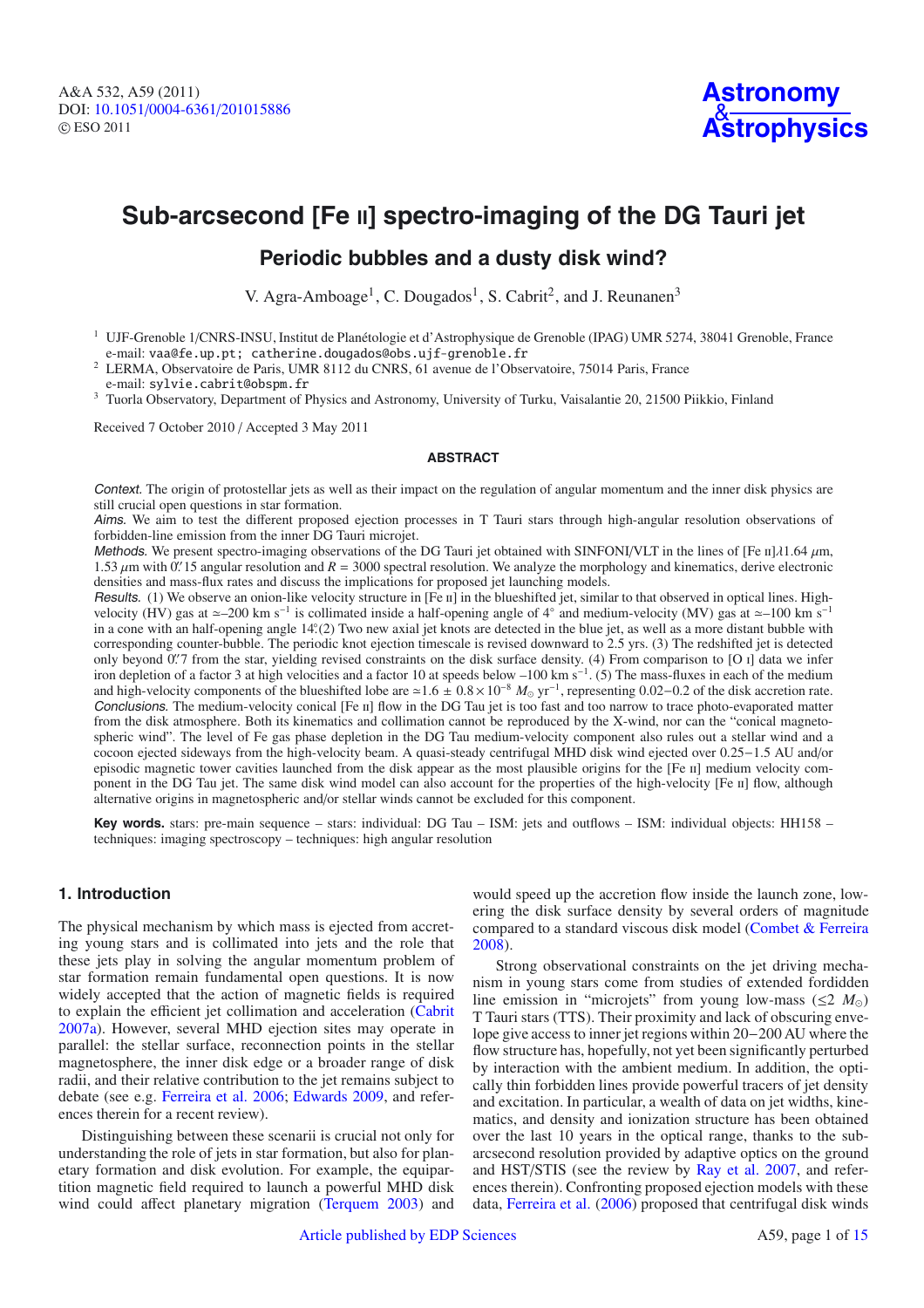# Sub-arcsecond [Fe II] spectro-imaging of the DG Tauri jet

## Periodic bubbles and a dusty disk wind?

V. Agra-Amboage[1], C. Dougados[1], S. Cabrit[2], and J. Reunanen[3]

[1] UJF-Grenoble 1/CNRS-INSU, Institut de Planétologie et d'Astrophysique de Grenoble (IPAG) UMR 5274, 38041 Grenoble, France
e-mail: vaa@fe.up.pt; catherine.dougados@obs.ujf-grenoble.fr

[2] LERMA, Observatoire de Paris, UMR 8112 du CNRS, 61 avenue de l'Observatoire, 75014 Paris, France
e-mail: sylvie.cabrit@obspm.fr

[3] Tuorla Observatory, Department of Physics and Astronomy, University of Turku, Vaisalantie 20, 21500 Piikkio, Finland

Received 7 October 2010 / Accepted 3 May 2011

### ABSTRACT

*Context.* The origin of protostellar jets as well as their impact on the regulation of angular momentum and the inner disk physics are still crucial open questions in star formation.

*Aims.* We aim to test the different proposed ejection processes in T Tauri stars through high-angular resolution observations of forbidden-line emission from the inner DG Tauri microjet.

*Methods.* We present spectro-imaging observations of the DG Tauri jet obtained with SINFONI/VLT in the lines of [Fe II]$\lambda$1.64 $\mu$m, 1.53 $\mu$m with 0.″15 angular resolution and $R$ = 3000 spectral resolution. We analyze the morphology and kinematics, derive electronic densities and mass-flux rates and discuss the implications for proposed jet launching models.

*Results.* (1) We observe an onion-like velocity structure in [Fe II] in the blueshifted jet, similar to that observed in optical lines. High-velocity (HV) gas at $\simeq$–200 km s$^{-1}$ is collimated inside a half-opening angle of 4° and medium-velocity (MV) gas at $\simeq$–100 km s$^{-1}$ in a cone with an half-opening angle 14.°(2) Two new axial jet knots are detected in the blue jet, as well as a more distant bubble with corresponding counter-bubble. The periodic knot ejection timescale is revised downward to 2.5 yrs. (3) The redshifted jet is detected only beyond 0.″7 from the star, yielding revised constraints on the disk surface density. (4) From comparison to [O I] data we infer iron depletion of a factor 3 at high velocities and a factor 10 at speeds below –100 km s$^{-1}$. (5) The mass-fluxes in each of the medium and high-velocity components of the blueshifted lobe are $\simeq$1.6 $\pm$ 0.8 $\times$ 10$^{-8}$ $M_\odot$ yr$^{-1}$, representing 0.02–0.2 of the disk accretion rate.

*Conclusions.* The medium-velocity conical [Fe II] flow in the DG Tau jet is too fast and too narrow to trace photo-evaporated matter from the disk atmosphere. Both its kinematics and collimation cannot be reproduced by the X-wind, nor can the "conical magnetospheric wind". The level of Fe gas phase depletion in the DG Tau medium-velocity component also rules out a stellar wind and a cocoon ejected sideways from the high-velocity beam. A quasi-steady centrifugal MHD disk wind ejected over 0.25–1.5 AU and/or episodic magnetic tower cavities launched from the disk appear as the most plausible origins for the [Fe II] medium velocity component in the DG Tau jet. The same disk wind model can also account for the properties of the high-velocity [Fe II] flow, although alternative origins in magnetospheric and/or stellar winds cannot be excluded for this component.

**Key words.** stars: pre-main sequence – stars: individual: DG Tau – ISM: jets and outflows – ISM: individual objects: HH158 – techniques: imaging spectroscopy – techniques: high angular resolution

## 1. Introduction

The physical mechanism by which mass is ejected from accreting young stars and is collimated into jets and the role that these jets play in solving the angular momentum problem of star formation remain fundamental open questions. It is now widely accepted that the action of magnetic fields is required to explain the efficient jet collimation and acceleration (Cabrit 2007a). However, several MHD ejection sites may operate in parallel: the stellar surface, reconnection points in the stellar magnetosphere, the inner disk edge or a broader range of disk radii, and their relative contribution to the jet remains subject to debate (see e.g. Ferreira et al. 2006; Edwards 2009, and references therein for a recent review).

Distinguishing between these scenarii is crucial not only for understanding the role of jets in star formation, but also for planetary formation and disk evolution. For example, the equipartition magnetic field required to launch a powerful MHD disk wind could affect planetary migration (Terquem 2003) and would speed up the accretion flow inside the launch zone, lowering the disk surface density by several orders of magnitude compared to a standard viscous disk model (Combet & Ferreira 2008).

Strong observational constraints on the jet driving mechanism in young stars come from studies of extended forbidden line emission in "microjets" from young low-mass ($\lesssim$2 $M_\odot$) T Tauri stars (TTS). Their proximity and lack of obscuring envelope give access to inner jet regions within 20–200 AU where the flow structure has, hopefully, not yet been significantly perturbed by interaction with the ambient medium. In addition, the optically thin forbidden lines provide powerful tracers of jet density and excitation. In particular, a wealth of data on jet widths, kinematics, and density and ionization structure has been obtained over the last 10 years in the optical range, thanks to the sub-arcsecond resolution provided by adaptive optics on the ground and HST/STIS (see the review by Ray et al. 2007, and references therein). Confronting proposed ejection models with these data, Ferreira et al. (2006) proposed that centrifugal disk winds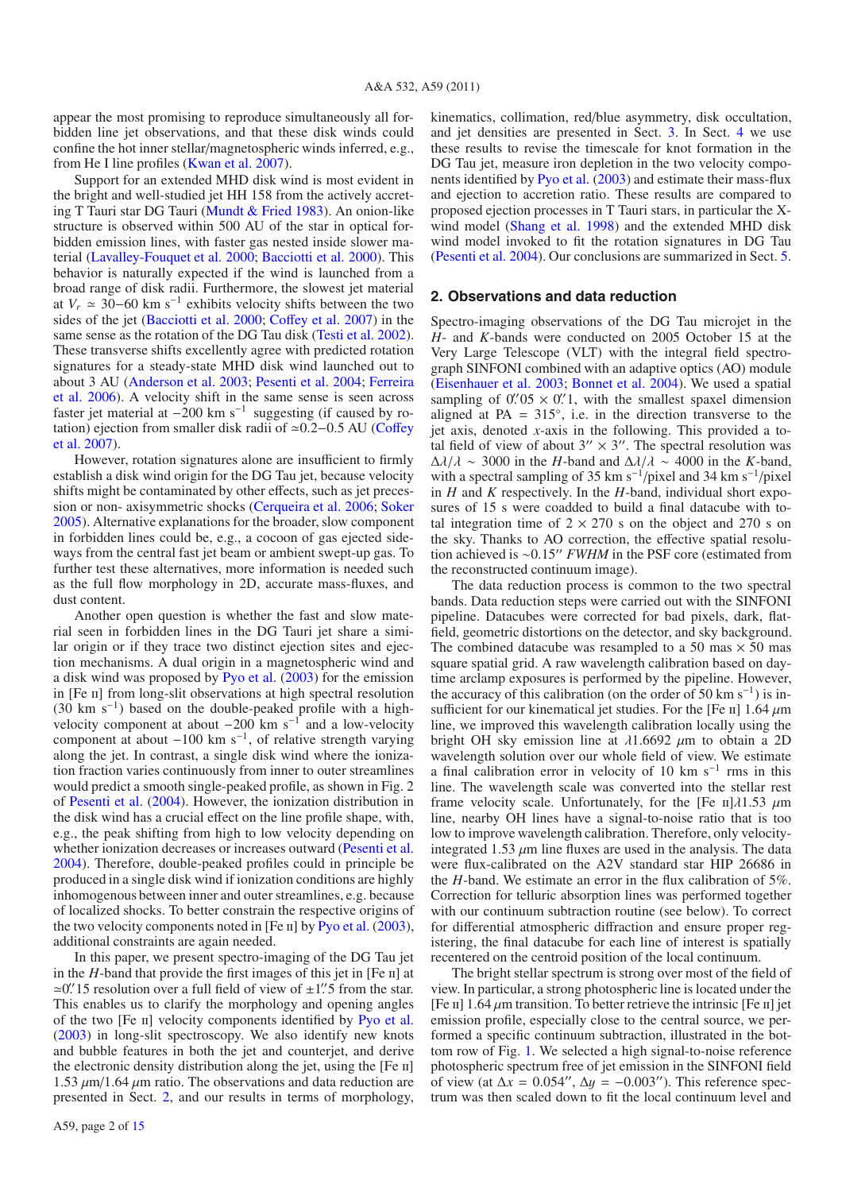appear the most promising to reproduce simultaneously all forbidden line jet observations, and that these disk winds could confine the hot inner stellar/magnetospheric winds inferred, e.g., from He I line profiles (Kwan et al. 2007).

Support for an extended MHD disk wind is most evident in the bright and well-studied jet HH 158 from the actively accreting T Tauri star DG Tauri (Mundt & Fried 1983). An onion-like structure is observed within 500 AU of the star in optical forbidden emission lines, with faster gas nested inside slower material (Lavalley-Fouquet et al. 2000; Bacciotti et al. 2000). This behavior is naturally expected if the wind is launched from a broad range of disk radii. Furthermore, the slowest jet material at $V_r \simeq$ 30−60 km s$^{-1}$ exhibits velocity shifts between the two sides of the jet (Bacciotti et al. 2000; Coffey et al. 2007) in the same sense as the rotation of the DG Tau disk (Testi et al. 2002). These transverse shifts excellently agree with predicted rotation signatures for a steady-state MHD disk wind launched out to about 3 AU (Anderson et al. 2003; Pesenti et al. 2004; Ferreira et al. 2006). A velocity shift in the same sense is seen across faster jet material at −200 km s$^{-1}$ suggesting (if caused by rotation) ejection from smaller disk radii of ≃0.2−0.5 AU (Coffey et al. 2007).

However, rotation signatures alone are insufficient to firmly establish a disk wind origin for the DG Tau jet, because velocity shifts might be contaminated by other effects, such as jet precession or non- axisymmetric shocks (Cerqueira et al. 2006; Soker 2005). Alternative explanations for the broader, slow component in forbidden lines could be, e.g., a cocoon of gas ejected sideways from the central fast jet beam or ambient swept-up gas. To further test these alternatives, more information is needed such as the full flow morphology in 2D, accurate mass-fluxes, and dust content.

Another open question is whether the fast and slow material seen in forbidden lines in the DG Tauri jet share a similar origin or if they trace two distinct ejection sites and ejection mechanisms. A dual origin in a magnetospheric wind and a disk wind was proposed by Pyo et al. (2003) for the emission in [Fe II] from long-slit observations at high spectral resolution (30 km s$^{-1}$) based on the double-peaked profile with a high-velocity component at about −200 km s$^{-1}$ and a low-velocity component at about −100 km s$^{-1}$, of relative strength varying along the jet. In contrast, a single disk wind where the ionization fraction varies continuously from inner to outer streamlines would predict a smooth single-peaked profile, as shown in Fig. 2 of Pesenti et al. (2004). However, the ionization distribution in the disk wind has a crucial effect on the line profile shape, with, e.g., the peak shifting from high to low velocity depending on whether ionization decreases or increases outward (Pesenti et al. 2004). Therefore, double-peaked profiles could in principle be produced in a single disk wind if ionization conditions are highly inhomogeneous between inner and outer streamlines, e.g. because of localized shocks. To better constrain the respective origins of the two velocity components noted in [Fe II] by Pyo et al. (2003), additional constraints are again needed.

In this paper, we present spectro-imaging of the DG Tau jet in the $H$-band that provide the first images of this jet in [Fe II] at ≃0.″15 resolution over a full field of view of ±1.″5 from the star. This enables us to clarify the morphology and opening angles of the two [Fe II] velocity components identified by Pyo et al. (2003) in long-slit spectroscopy. We also identify new knots and bubble features in both the jet and counterjet, and derive the electronic density distribution along the jet, using the [Fe II] 1.53 $\mu$m/1.64 $\mu$m ratio. The observations and data reduction are presented in Sect. 2, and our results in terms of morphology, kinematics, collimation, red/blue asymmetry, disk occultation, and jet densities are presented in Sect. 3. In Sect. 4 we use these results to revise the timescale for knot formation in the DG Tau jet, measure iron depletion in the two velocity components identified by Pyo et al. (2003) and estimate their mass-flux and ejection to accretion ratio. These results are compared to proposed ejection processes in T Tauri stars, in particular the X-wind model (Shang et al. 1998) and the extended MHD disk wind model invoked to fit the rotation signatures in DG Tau (Pesenti et al. 2004). Our conclusions are summarized in Sect. 5.

## 2. Observations and data reduction

Spectro-imaging observations of the DG Tau microjet in the $H$- and $K$-bands were conducted on 2005 October 15 at the Very Large Telescope (VLT) with the integral field spectrograph SINFONI combined with an adaptive optics (AO) module (Eisenhauer et al. 2003; Bonnet et al. 2004). We used a spatial sampling of 0.″05 × 0.″1, with the smallest spaxel dimension aligned at PA = 315°, i.e. in the direction transverse to the jet axis, denoted $x$-axis in the following. This provided a total field of view of about 3″ × 3″. The spectral resolution was $\Delta\lambda/\lambda \sim 3000$ in the $H$-band and $\Delta\lambda/\lambda \sim 4000$ in the $K$-band, with a spectral sampling of 35 km s$^{-1}$/pixel and 34 km s$^{-1}$/pixel in $H$ and $K$ respectively. In the $H$-band, individual short exposures of 15 s were coadded to build a final datacube with total integration time of 2 × 270 s on the object and 270 s on the sky. Thanks to AO correction, the effective spatial resolution achieved is ~0.15″ *FWHM* in the PSF core (estimated from the reconstructed continuum image).

The data reduction process is common to the two spectral bands. Data reduction steps were carried out with the SINFONI pipeline. Datacubes were corrected for bad pixels, dark, flatfield, geometric distortions on the detector, and sky background. The combined datacube was resampled to a 50 mas × 50 mas square spatial grid. A raw wavelength calibration based on daytime arclamp exposures is performed by the pipeline. However, the accuracy of this calibration (on the order of 50 km s$^{-1}$) is insufficient for our kinematical jet studies. For the [Fe II] 1.64 $\mu$m line, we improved this wavelength calibration locally using the bright OH sky emission line at $\lambda$1.6692 $\mu$m to obtain a 2D wavelength solution over our whole field of view. We estimate a final calibration error in velocity of 10 km s$^{-1}$ rms in this line. The wavelength scale was converted into the stellar rest frame velocity scale. Unfortunately, for the [Fe II]$\lambda$1.53 $\mu$m line, nearby OH lines have a signal-to-noise ratio that is too low to improve wavelength calibration. Therefore, only velocity-integrated 1.53 $\mu$m line fluxes are used in the analysis. The data were flux-calibrated on the A2V standard star HIP 26686 in the $H$-band. We estimate an error in the flux calibration of 5%. Correction for telluric absorption lines was performed together with our continuum subtraction routine (see below). To correct for differential atmospheric diffraction and ensure proper registering, the final datacube for each line of interest is spatially recentered on the centroid position of the local continuum.

The bright stellar spectrum is strong over most of the field of view. In particular, a strong photospheric line is located under the [Fe II] 1.64 $\mu$m transition. To better retrieve the intrinsic [Fe II] jet emission profile, especially close to the central source, we performed a specific continuum subtraction, illustrated in the bottom row of Fig. 1. We selected a high signal-to-noise reference photospheric spectrum free of jet emission in the SINFONI field of view (at $\Delta x$ = 0.054″, $\Delta y$ = −0.003″). This reference spectrum was then scaled down to fit the local continuum level and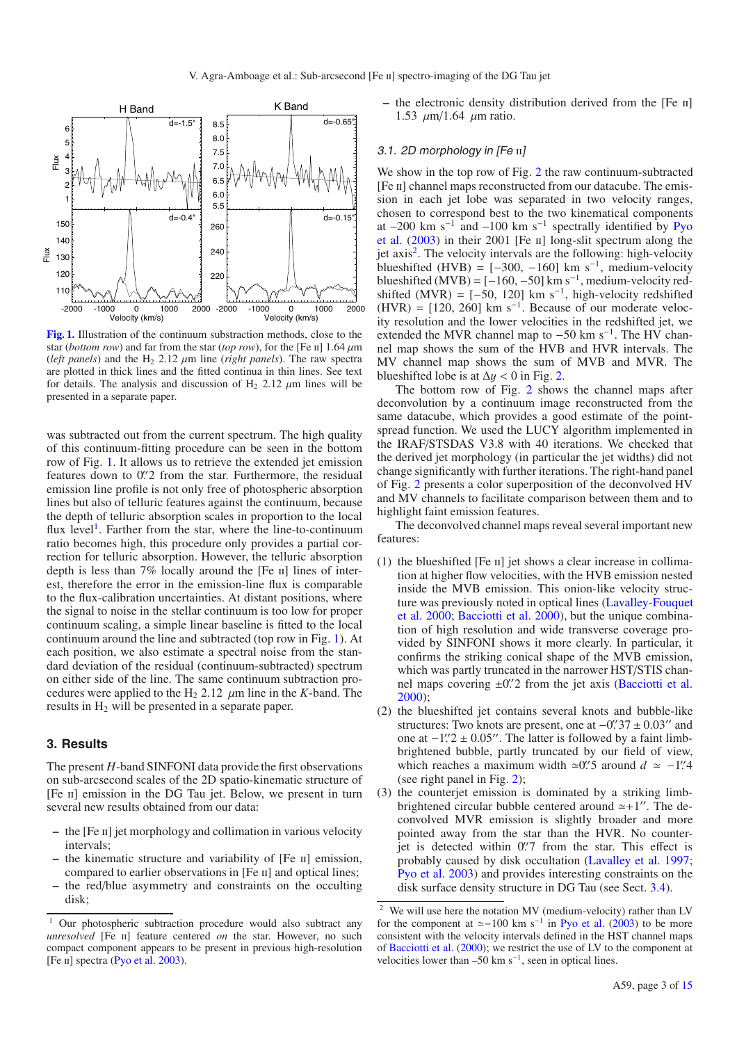Fig. 1. Illustration of the continuum substraction methods, close to the star (*bottom row*) and far from the star (*top row*), for the [Fe II] 1.64 $\mu$m (*left panels*) and the $H_2$ 2.12 $\mu$m line (*right panels*). The raw spectra are plotted in thick lines and the fitted continua in thin lines. See text for details. The analysis and discussion of $H_2$ 2.12 $\mu$m lines will be presented in a separate paper.

was subtracted out from the current spectrum. The high quality of this continuum-fitting procedure can be seen in the bottom row of Fig. 1. It allows us to retrieve the extended jet emission features down to 0.″2 from the star. Furthermore, the residual emission line profile is not only free of photospheric absorption lines but also of telluric features against the continuum, because the depth of telluric absorption scales in proportion to the local flux level[1]. Farther from the star, where the line-to-continuum ratio becomes high, this procedure only provides a partial correction for telluric absorption. However, the telluric absorption depth is less than 7% locally around the [Fe II] lines of interest, therefore the error in the emission-line flux is comparable to the flux-calibration uncertainties. At distant positions, where the signal to noise in the stellar continuum is too low for proper continuum scaling, a simple linear baseline is fitted to the local continuum around the line and subtracted (top row in Fig. 1). At each position, we also estimate a spectral noise from the standard deviation of the residual (continuum-subtracted) spectrum on either side of the line. The same continuum subtraction procedures were applied to the $H_2$ 2.12 $\mu$m line in the *K*-band. The results in $H_2$ will be presented in a separate paper.

## 3. Results

The present *H*-band SINFONI data provide the first observations on sub-arcsecond scales of the 2D spatio-kinematic structure of [Fe II] emission in the DG Tau jet. Below, we present in turn several new results obtained from our data:

- the [Fe II] jet morphology and collimation in various velocity intervals;
- the kinematic structure and variability of [Fe II] emission, compared to earlier observations in [Fe II] and optical lines;
- the red/blue asymmetry and constraints on the occulting disk;
- the electronic density distribution derived from the [Fe II] 1.53 $\mu$m/1.64 $\mu$m ratio.

### 3.1. 2D morphology in [Fe II]

We show in the top row of Fig. 2 the raw continuum-subtracted [Fe II] channel maps reconstructed from our datacube. The emission in each jet lobe was separated in two velocity ranges, chosen to correspond best to the two kinematical components at –200 km s$^{-1}$ and –100 km s$^{-1}$ spectrally identified by Pyo et al. (2003) in their 2001 [Fe II] long-slit spectrum along the jet axis[2]. The velocity intervals are the following: high-velocity blueshifted (HVB) = [−300, −160] km s$^{-1}$, medium-velocity blueshifted (MVB) = [−160, −50] km s$^{-1}$, medium-velocity redshifted (MVR) = [−50, 120] km s$^{-1}$, high-velocity redshifted (HVR) = [120, 260] km s$^{-1}$. Because of our moderate velocity resolution and the lower velocities in the redshifted jet, we extended the MVR channel map to −50 km s$^{-1}$. The HV channel map shows the sum of the HVB and HVR intervals. The MV channel map shows the sum of MVB and MVR. The blueshifted lobe is at $\Delta y < 0$ in Fig. 2.

The bottom row of Fig. 2 shows the channel maps after deconvolution by a continuum image reconstructed from the same datacube, which provides a good estimate of the point-spread function. We used the LUCY algorithm implemented in the IRAF/STSDAS V3.8 with 40 iterations. We checked that the derived jet morphology (in particular the jet widths) did not change significantly with further iterations. The right-hand panel of Fig. 2 presents a color superposition of the deconvolved HV and MV channels to facilitate comparison between them and to highlight faint emission features.

The deconvolved channel maps reveal several important new features:

(1) the blueshifted [Fe II] jet shows a clear increase in collimation at higher flow velocities, with the HVB emission nested inside the MVB emission. This onion-like velocity structure was previously noted in optical lines (Lavalley-Fouquet et al. 2000; Bacciotti et al. 2000), but the unique combination of high resolution and wide transverse coverage provided by SINFONI shows it more clearly. In particular, it confirms the striking conical shape of the MVB emission, which was partly truncated in the narrower HST/STIS channel maps covering ±0.″2 from the jet axis (Bacciotti et al. 2000);

(2) the blueshifted jet contains several knots and bubble-like structures: Two knots are present, one at −0.″37 ± 0.03″ and one at −1.″2 ± 0.05″. The latter is followed by a faint limb-brightened bubble, partly truncated by our field of view, which reaches a maximum width ≃0.″5 around $d \simeq -1.''4$ (see right panel in Fig. 2);

(3) the counterjet emission is dominated by a striking limb-brightened circular bubble centered around ≃+1″. The deconvolved MVR emission is slightly broader and more pointed away from the star than the HVR. No counterjet is detected within 0.″7 from the star. This effect is probably caused by disk occultation (Lavalley et al. 1997; Pyo et al. 2003) and provides interesting constraints on the disk surface density structure in DG Tau (see Sect. 3.4).

[1] Our photospheric subtraction procedure would also subtract any *unresolved* [Fe II] feature centered *on* the star. However, no such compact component appears to be present in previous high-resolution [Fe II] spectra (Pyo et al. 2003).

[2] We will use here the notation MV (medium-velocity) rather than LV for the component at ≃−100 km s$^{-1}$ in Pyo et al. (2003) to be more consistent with the velocity intervals defined in the HST channel maps of Bacciotti et al. (2000); we restrict the use of LV to the component at velocities lower than –50 km s$^{-1}$, seen in optical lines.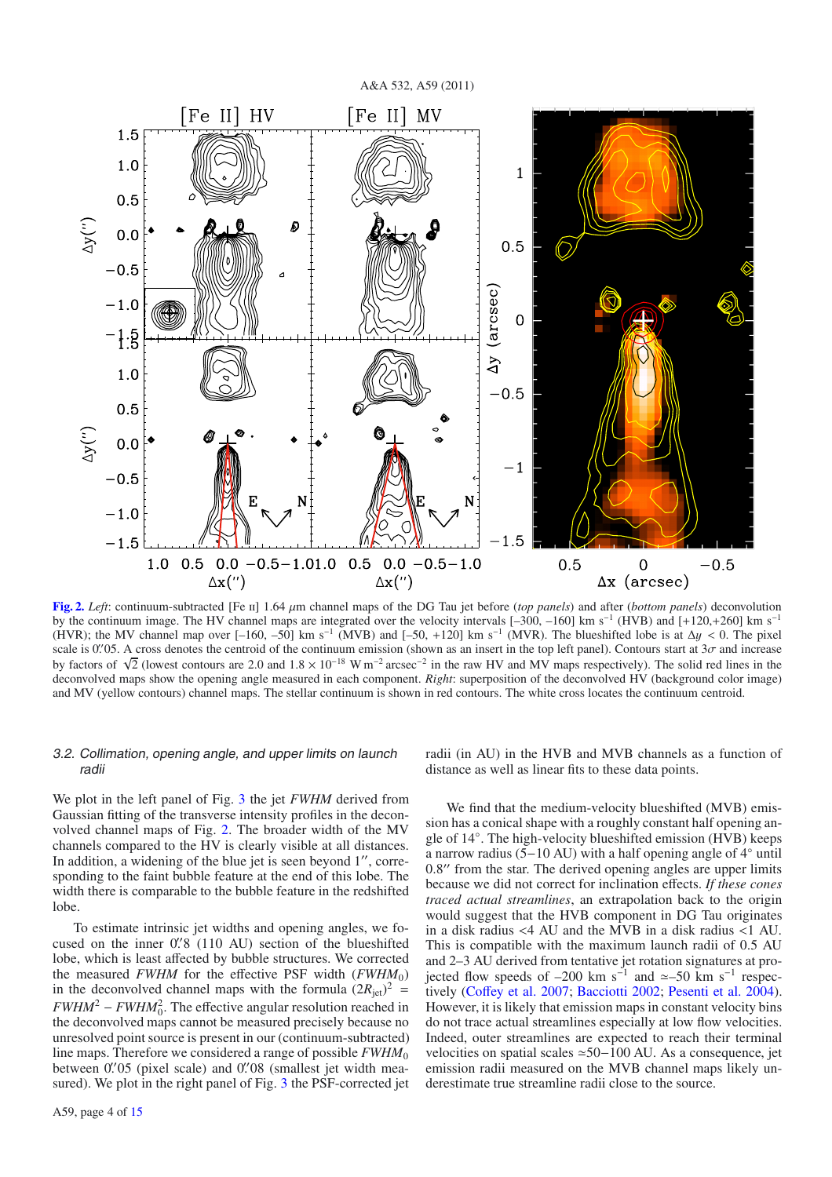**Fig. 2.** *Left*: continuum-subtracted [Fe II] 1.64 $\mu$m channel maps of the DG Tau jet before (*top panels*) and after (*bottom panels*) deconvolution by the continuum image. The HV channel maps are integrated over the velocity intervals [–300, –160] km s$^{-1}$ (HVB) and [+120,+260] km s$^{-1}$ (HVR); the MV channel map over [–160, –50] km s$^{-1}$ (MVB) and [–50, +120] km s$^{-1}$ (MVR). The blueshifted lobe is at $\Delta y < 0$. The pixel scale is 0.′′05. A cross denotes the centroid of the continuum emission (shown as an insert in the top left panel). Contours start at 3$\sigma$ and increase by factors of $\sqrt{2}$ (lowest contours are 2.0 and $1.8 \times 10^{-18}$ W m$^{-2}$ arcsec$^{-2}$ in the raw HV and MV maps respectively). The solid red lines in the deconvolved maps show the opening angle measured in each component. *Right*: superposition of the deconvolved HV (background color image) and MV (yellow contours) channel maps. The stellar continuum is shown in red contours. The white cross locates the continuum centroid.

### 3.2. Collimation, opening angle, and upper limits on launch radii

We plot in the left panel of Fig. 3 the jet *FWHM* derived from Gaussian fitting of the transverse intensity profiles in the deconvolved channel maps of Fig. 2. The broader width of the MV channels compared to the HV is clearly visible at all distances. In addition, a widening of the blue jet is seen beyond 1′′, corresponding to the faint bubble feature at the end of this lobe. The width there is comparable to the bubble feature in the redshifted lobe.

To estimate intrinsic jet widths and opening angles, we focused on the inner 0.′′8 (110 AU) section of the blueshifted lobe, which is least affected by bubble structures. We corrected the measured *FWHM* for the effective PSF width ($FWHM_0$) in the deconvolved channel maps with the formula $(2R_{\rm jet})^2 = FWHM^2 - FWHM_0^2$. The effective angular resolution reached in the deconvolved maps cannot be measured precisely because no unresolved point source is present in our (continuum-subtracted) line maps. Therefore we considered a range of possible $FWHM_0$ between 0.′′05 (pixel scale) and 0.′′08 (smallest jet width measured). We plot in the right panel of Fig. 3 the PSF-corrected jet radii (in AU) in the HVB and MVB channels as a function of distance as well as linear fits to these data points.

We find that the medium-velocity blueshifted (MVB) emission has a conical shape with a roughly constant half opening angle of 14°. The high-velocity blueshifted emission (HVB) keeps a narrow radius (5−10 AU) with a half opening angle of 4° until 0.8′′ from the star. The derived opening angles are upper limits because we did not correct for inclination effects. *If these cones traced actual streamlines*, an extrapolation back to the origin would suggest that the HVB component in DG Tau originates in a disk radius <4 AU and the MVB in a disk radius <1 AU. This is compatible with the maximum launch radii of 0.5 AU and 2–3 AU derived from tentative jet rotation signatures at projected flow speeds of –200 km s$^{-1}$ and ≃–50 km s$^{-1}$ respectively (Coffey et al. 2007; Bacciotti 2002; Pesenti et al. 2004). However, it is likely that emission maps in constant velocity bins do not trace actual streamlines especially at low flow velocities. Indeed, outer streamlines are expected to reach their terminal velocities on spatial scales ≃50−100 AU. As a consequence, jet emission radii measured on the MVB channel maps likely underestimate true streamline radii close to the source.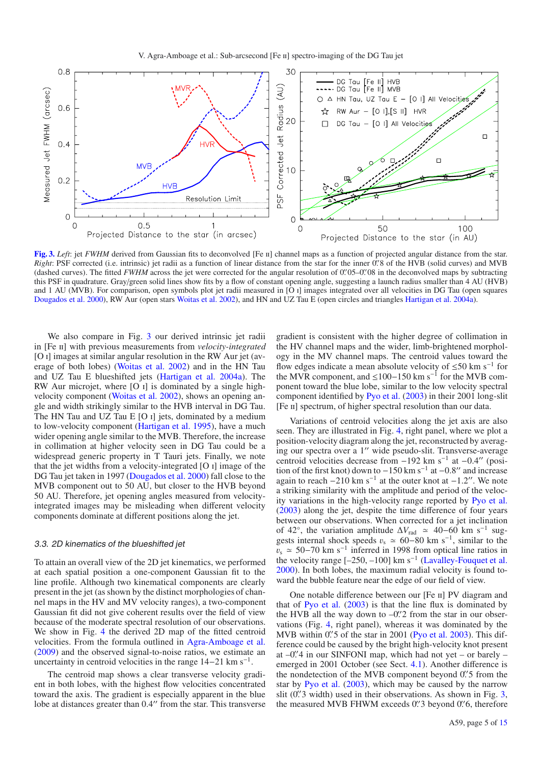**Fig. 3.** *Left*: jet *FWHM* derived from Gaussian fits to deconvolved [Fe ii] channel maps as a function of projected angular distance from the star. *Right*: PSF corrected (i.e. intrinsic) jet radii as a function of linear distance from the star for the inner 0.″8 of the HVB (solid curves) and MVB (dashed curves). The fitted *FWHM* across the jet were corrected for the angular resolution of 0.″05–0.″08 in the deconvolved maps by subtracting this PSF in quadrature. Gray/green solid lines show fits by a flow of constant opening angle, suggesting a launch radius smaller than 4 AU (HVB) and 1 AU (MVB). For comparison, open symbols plot jet radii measured in [O i] images integrated over all velocities in DG Tau (open squares Dougados et al. 2000), RW Aur (open stars Woitas et al. 2002), and HN and UZ Tau E (open circles and triangles Hartigan et al. 2004a).

We also compare in Fig. 3 our derived intrinsic jet radii in [Fe ii] with previous measurements from *velocity-integrated* [O i] images at similar angular resolution in the RW Aur jet (average of both lobes) (Woitas et al. 2002) and in the HN Tau and UZ Tau E blueshifted jets (Hartigan et al. 2004a). The RW Aur microjet, where [O i] is dominated by a single high-velocity component (Woitas et al. 2002), shows an opening angle and width strikingly similar to the HVB interval in DG Tau. The HN Tau and UZ Tau E [O i] jets, dominated by a medium to low-velocity component (Hartigan et al. 1995), have a much wider opening angle similar to the MVB. Therefore, the increase in collimation at higher velocity seen in DG Tau could be a widespread generic property in T Tauri jets. Finally, we note that the jet widths from a velocity-integrated [O i] image of the DG Tau jet taken in 1997 (Dougados et al. 2000) fall close to the MVB component out to 50 AU, but closer to the HVB beyond 50 AU. Therefore, jet opening angles measured from velocity-integrated images may be misleading when different velocity components dominate at different positions along the jet.

### 3.3. 2D kinematics of the blueshifted jet

To attain an overall view of the 2D jet kinematics, we performed at each spatial position a one-component Gaussian fit to the line profile. Although two kinematical components are clearly present in the jet (as shown by the distinct morphologies of channel maps in the HV and MV velocity ranges), a two-component Gaussian fit did not give coherent results over the field of view because of the moderate spectral resolution of our observations. We show in Fig. 4 the derived 2D map of the fitted centroid velocities. From the formula outlined in Agra-Amboage et al. (2009) and the observed signal-to-noise ratios, we estimate an uncertainty in centroid velocities in the range 14–21 km s$^{-1}$.

The centroid map shows a clear transverse velocity gradient in both lobes, with the highest flow velocities concentrated toward the axis. The gradient is especially apparent in the blue lobe at distances greater than 0.4″ from the star. This transverse gradient is consistent with the higher degree of collimation in the HV channel maps and the wider, limb-brightened morphology in the MV channel maps. The centroid values toward the flow edges indicate a mean absolute velocity of ≤50 km s$^{-1}$ for the MVR component, and ≤100–150 km s$^{-1}$ for the MVB component toward the blue lobe, similar to the low velocity spectral component identified by Pyo et al. (2003) in their 2001 long-slit [Fe ii] spectrum, of higher spectral resolution than our data.

Variations of centroid velocities along the jet axis are also seen. They are illustrated in Fig. 4, right panel, where we plot a position-velocity diagram along the jet, reconstructed by averaging our spectra over a 1″ wide pseudo-slit. Transverse-average centroid velocities decrease from −192 km s$^{-1}$ at −0.4″ (position of the first knot) down to −150 km s$^{-1}$ at −0.8″ and increase again to reach −210 km s$^{-1}$ at the outer knot at −1.2″. We note a striking similarity with the amplitude and period of the velocity variations in the high-velocity range reported by Pyo et al. (2003) along the jet, despite the time difference of four years between our observations. When corrected for a jet inclination of 42°, the variation amplitude $\Delta V_{\rm rad} \simeq$ 40–60 km s$^{-1}$ suggests internal shock speeds $v_{\rm s} \simeq$ 60–80 km s$^{-1}$, similar to the $v_{\rm s} \simeq$ 50–70 km s$^{-1}$ inferred in 1998 from optical line ratios in the velocity range [−250, −100] km s$^{-1}$ (Lavalley-Fouquet et al. 2000). In both lobes, the maximum radial velocity is found toward the bubble feature near the edge of our field of view.

One notable difference between our [Fe ii] PV diagram and that of Pyo et al. (2003) is that the line flux is dominated by the HVB all the way down to –0.″2 from the star in our observations (Fig. 4, right panel), whereas it was dominated by the MVB within 0.″5 of the star in 2001 (Pyo et al. 2003). This difference could be caused by the bright high-velocity knot present at –0.″4 in our SINFONI map, which had not yet – or barely – emerged in 2001 October (see Sect. 4.1). Another difference is the nondetection of the MVB component beyond 0.″5 from the star by Pyo et al. (2003), which may be caused by the narrow slit (0.″3 width) used in their observations. As shown in Fig. 3, the measured MVB FHWM exceeds 0.″3 beyond 0.″6, therefore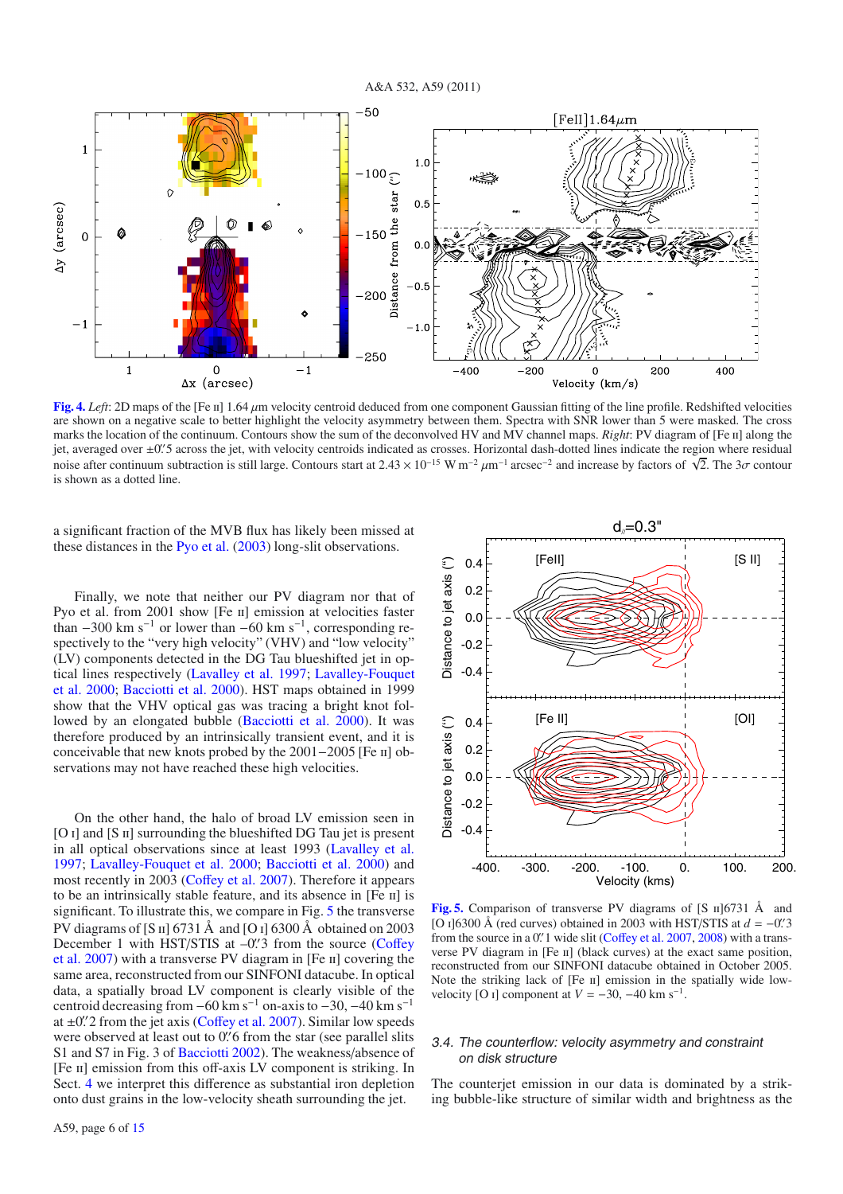**Fig. 4.** *Left*: 2D maps of the [Fe II] 1.64 $\mu$m velocity centroid deduced from one component Gaussian fitting of the line profile. Redshifted velocities are shown on a negative scale to better highlight the velocity asymmetry between them. Spectra with SNR lower than 5 were masked. The cross marks the location of the continuum. Contours show the sum of the deconvolved HV and MV channel maps. *Right*: PV diagram of [Fe II] along the jet, averaged over $\pm 0.''5$ across the jet, with velocity centroids indicated as crosses. Horizontal dash-dotted lines indicate the region where residual noise after continuum subtraction is still large. Contours start at $2.43 \times 10^{-15}$ W m$^{-2}$ $\mu$m$^{-1}$ arcsec$^{-2}$ and increase by factors of $\sqrt{2}$. The $3\sigma$ contour is shown as a dotted line.

a significant fraction of the MVB flux has likely been missed at these distances in the Pyo et al. (2003) long-slit observations.

Finally, we note that neither our PV diagram nor that of Pyo et al. from 2001 show [Fe II] emission at velocities faster than $-300$ km s$^{-1}$ or lower than $-60$ km s$^{-1}$, corresponding respectively to the "very high velocity" (VHV) and "low velocity" (LV) components detected in the DG Tau blueshifted jet in optical lines respectively (Lavalley et al. 1997; Lavalley-Fouquet et al. 2000; Bacciotti et al. 2000). HST maps obtained in 1999 show that the VHV optical gas was tracing a bright knot followed by an elongated bubble (Bacciotti et al. 2000). It was therefore produced by an intrinsically transient event, and it is conceivable that new knots probed by the 2001–2005 [Fe II] observations may not have reached these high velocities.

On the other hand, the halo of broad LV emission seen in [O I] and [S II] surrounding the blueshifted DG Tau jet is present in all optical observations since at least 1993 (Lavalley et al. 1997; Lavalley-Fouquet et al. 2000; Bacciotti et al. 2000) and most recently in 2003 (Coffey et al. 2007). Therefore it appears to be an intrinsically stable feature, and its absence in [Fe II] is significant. To illustrate this, we compare in Fig. 5 the transverse PV diagrams of [S II] 6731 Å and [O I] 6300 Å obtained on 2003 December 1 with HST/STIS at $-0.''3$ from the source (Coffey et al. 2007) with a transverse PV diagram in [Fe II] covering the same area, reconstructed from our SINFONI datacube. In optical data, a spatially broad LV component is clearly visible of the centroid decreasing from $-60$ km s$^{-1}$ on-axis to $-30$, $-40$ km s$^{-1}$ at $\pm 0.''2$ from the jet axis (Coffey et al. 2007). Similar low speeds were observed at least out to $0.''6$ from the star (see parallel slits S1 and S7 in Fig. 3 of Bacciotti et al. 2002). The weakness/absence of [Fe II] emission from this off-axis LV component is striking. In Sect. 4 we interpret this difference as substantial iron depletion onto dust grains in the low-velocity sheath surrounding the jet.

**Fig. 5.** Comparison of transverse PV diagrams of [S II]6731 Å and [O I]6300 Å (red curves) obtained in 2003 with HST/STIS at $d = -0.''3$ from the source in a $0.''1$ wide slit (Coffey et al. 2007, 2008) with a transverse PV diagram in [Fe II] (black curves) at the exact same position, reconstructed from our SINFONI datacube obtained in October 2005. Note the striking lack of [Fe II] emission in the spatially wide low-velocity [O I] component at $V = -30, -40$ km s$^{-1}$.

### 3.4. The counterflow: velocity asymmetry and constraint on disk structure

The counterjet emission in our data is dominated by a striking bubble-like structure of similar width and brightness as the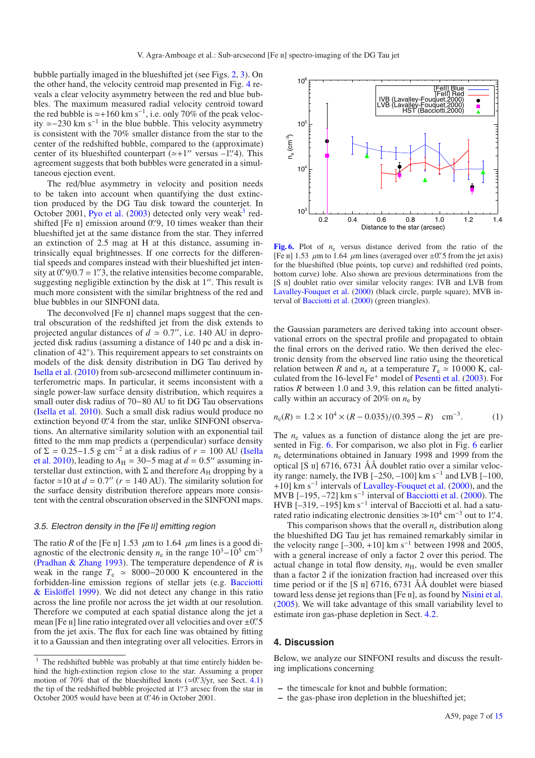bubble partially imaged in the blueshifted jet (see Figs. 2, 3). On the other hand, the velocity centroid map presented in Fig. 4 reveals a clear velocity asymmetry between the red and blue bubbles. The maximum measured radial velocity centroid toward the red bubble is $\simeq$+160 km s$^{-1}$, i.e. only 70% of the peak velocity $\simeq$−230 km s$^{-1}$ in the blue bubble. This velocity asymmetry is consistent with the 70% smaller distance from the star to the center of the redshifted bubble, compared to the (approximate) center of its blueshifted counterpart ($\simeq$+1″ versus −1.″4). This agreement suggests that both bubbles were generated in a simultaneous ejection event.

The red/blue asymmetry in velocity and position needs to be taken into account when quantifying the dust extinction produced by the DG Tau disk toward the counterjet. In October 2001, Pyo et al. (2003) detected only very weak[3] redshifted [Fe II] emission around 0.″9, 10 times weaker than their blueshifted jet at the same distance from the star. They inferred an extinction of 2.5 mag at H at this distance, assuming intrinsically equal brightnesses. If one corrects for the differential speeds and compares instead with their blueshifted jet intensity at 0.″9/0.7 = 1.″3, the relative intensities become comparable, suggesting negligible extinction by the disk at 1″. This result is much more consistent with the similar brightness of the red and blue bubbles in our SINFONI data.

The deconvolved [Fe II] channel maps suggest that the central obscuration of the redshifted jet from the disk extends to projected angular distances of $d \simeq 0.7''$, i.e. 140 AU in deprojected disk radius (assuming a distance of 140 pc and a disk inclination of 42°). This requirement appears to set constraints on models of the disk density distribution in DG Tau derived by Isella et al. (2010) from sub-arcsecond millimeter continuum interferometric maps. In particular, it seems inconsistent with a single power-law surface density distribution, which requires a small outer disk radius of 70−80 AU to fit DG Tau observations (Isella et al. 2010). Such a small disk radius would produce no extinction beyond 0.″4 from the star, unlike SINFONI observations. An alternative similarity solution with an exponential tail fitted to the mm map predicts a (perpendicular) surface density of $\Sigma$ = 0.25−1.5 g cm$^{-2}$ at a disk radius of $r$ = 100 AU (Isella et al. 2010), leading to $A_{\rm H}$ = 30−5 mag at $d = 0.5''$ assuming interstellar dust extinction, with $\Sigma$ and therefore $A_{\rm H}$ dropping by a factor $\simeq$10 at $d = 0.7''$ ($r$ = 140 AU). The similarity solution for the surface density distribution therefore appears more consistent with the central obscuration observed in the SINFONI maps.

### 3.5. Electron density in the [Fe II] emitting region

The ratio $R$ of the [Fe II] 1.53 $\mu$m to 1.64 $\mu$m lines is a good diagnostic of the electronic density $n_{\rm e}$ in the range $10^3$−$10^5$ cm$^{-3}$ (Pradhan & Zhang 1993). The temperature dependence of $R$ is weak in the range $T_{\rm e} \simeq$ 8000−20 000 K encountered in the forbidden-line emission regions of stellar jets (e.g. Bacciotti & Eislöffel 1999). We did not detect any change in this ratio across the line profile nor across the jet width at our resolution. Therefore we computed at each spatial distance along the jet a mean [Fe II] line ratio integrated over all velocities and over ±0.″5 from the jet axis. The flux for each line was obtained by fitting it to a Gaussian and then integrating over all velocities. Errors in the Gaussian parameters are derived taking into account observational errors on the spectral profile and propagated to obtain the final errors on the derived ratio. We then derived the electronic density from the observed line ratio using the theoretical relation between $R$ and $n_{\rm e}$ at a temperature $T_{\rm e} \simeq$ 10 000 K, calculated from the 16-level Fe$^+$ model of Pesenti et al. (2003). For ratios $R$ between 1.0 and 3.9, this relation can be fitted analytically within an accuracy of 20% on $n_{\rm e}$ by

$$n_{\rm e}(R) = 1.2 \times 10^4 \times (R - 0.035)/(0.395 - R) \quad {\rm cm}^{-3}. \tag{1}$$

The $n_{\rm e}$ values as a function of distance along the jet are presented in Fig. 6. For comparison, we also plot in Fig. 6 earlier $n_{\rm e}$ determinations obtained in January 1998 and 1999 from the optical [S II] 6716, 6731 ÅÅ doublet ratio over a similar velocity range: namely, the IVB [–250, –100] km s$^{-1}$ and LVB [–100, +10] km s$^{-1}$ intervals of Lavalley-Fouquet et al. (2000), and the MVB [–195, –72] km s$^{-1}$ interval of Bacciotti et al. (2000). The HVB [–319, –195] km s$^{-1}$ interval of Bacciotti et al. had a saturated ratio indicating electronic densities $\gg 10^4$ cm$^{-3}$ out to 1.″4.

This comparison shows that the overall $n_{\rm e}$ distribution along the blueshifted DG Tau jet has remained remarkably similar in the velocity range [–300, +10] km s$^{-1}$ between 1998 and 2005, with a general increase of only a factor 2 over this period. The actual change in total flow density, $n_{\rm H}$, would be even smaller than a factor 2 if the ionization fraction had increased over this time period or if the [S II] 6716, 6731 ÅÅ doublet were biased toward less dense jet regions than [Fe II], as found by Nisini et al. (2005). We will take advantage of this small variability level to estimate iron gas-phase depletion in Sect. 4.2.

**Fig. 6.** Plot of $n_{\rm e}$ versus distance derived from the ratio of the [Fe II] 1.53 $\mu$m to 1.64 $\mu$m lines (averaged over ±0.″5 from the jet axis) for the blueshifted (blue points, top curve) and redshifted (red points, bottom curve) lobe. Also shown are previous determinations from the [S II] doublet ratio over similar velocity ranges: IVB and LVB from Lavalley-Fouquet et al. (2000) (black circle, purple square), MVB interval of Bacciotti et al. (2000) (green triangles).

## 4. Discussion

Below, we analyze our SINFONI results and discuss the resulting implications concerning

- the timescale for knot and bubble formation;
- the gas-phase iron depletion in the blueshifted jet;

[3] The redshifted bubble was probably at that time entirely hidden behind the high-extinction region close to the star. Assuming a proper motion of 70% that of the blueshifted knots ($\simeq$0.″3/yr, see Sect. 4.1) the tip of the redshifted bubble projected at 1.″3 arcsec from the star in October 2005 would have been at 0.″46 in October 2001.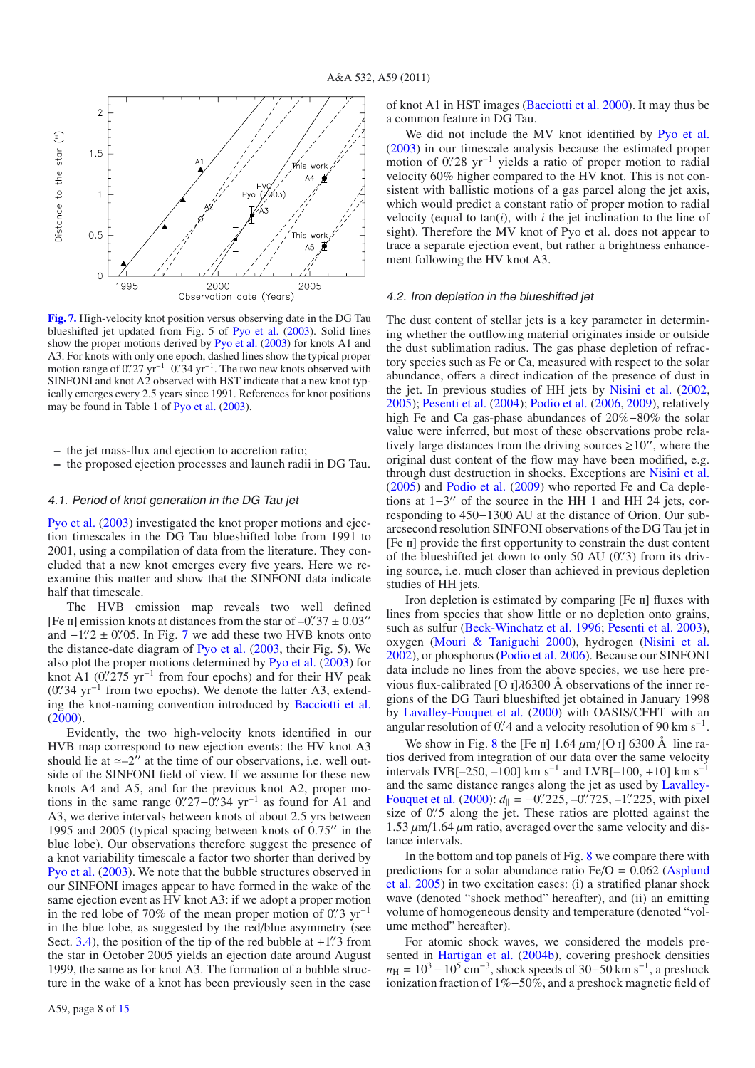**Fig. 7.** High-velocity knot position versus observing date in the DG Tau blueshifted jet updated from Fig. 5 of Pyo et al. (2003). Solid lines show the proper motions derived by Pyo et al. (2003) for knots A1 and A3. For knots with only one epoch, dashed lines show the typical proper motion range of 0.″27 yr$^{-1}$–0.″34 yr$^{-1}$. The two new knots observed with SINFONI and knot A2 observed with HST indicate that a new knot typically emerges every 2.5 years since 1991. References for knot positions may be found in Table 1 of Pyo et al. (2003).

– the jet mass-flux and ejection to accretion ratio;
– the proposed ejection processes and launch radii in DG Tau.

### 4.1. Period of knot generation in the DG Tau jet

Pyo et al. (2003) investigated the knot proper motions and ejection timescales in the DG Tau blueshifted lobe from 1991 to 2001, using a compilation of data from the literature. They concluded that a new knot emerges every five years. Here we reexamine this matter and show that the SINFONI data indicate half that timescale.

The HVB emission map reveals two well defined [Fe II] emission knots at distances from the star of –0.″37 ± 0.03″ and −1.″2 ± 0.″05. In Fig. 7 we add these two HVB knots onto the distance-date diagram of Pyo et al. (2003, their Fig. 5). We also plot the proper motions determined by Pyo et al. (2003) for knot A1 (0.″275 yr$^{-1}$ from four epochs) and for their HV peak (0.″34 yr$^{-1}$ from two epochs). We denote the latter A3, extending the knot-naming convention introduced by Bacciotti et al. (2000).

Evidently, the two high-velocity knots identified in our HVB map correspond to new ejection events: the HV knot A3 should lie at ≃–2″ at the time of our observations, i.e. well outside of the SINFONI field of view. If we assume for these new knots A4 and A5, and for the previous knot A2, proper motions in the same range 0.″27–0.″34 yr$^{-1}$ as found for A1 and A3, we derive intervals between knots of about 2.5 yrs between 1995 and 2005 (typical spacing between knots of 0.75″ in the blue lobe). Our observations therefore suggest the presence of a knot variability timescale a factor two shorter than derived by Pyo et al. (2003). We note that the bubble structures observed in our SINFONI images appear to have formed in the wake of the same ejection event as HV knot A3: if we adopt a proper motion in the red lobe of 70% of the mean proper motion of 0.″3 yr$^{-1}$ in the blue lobe, as suggested by the red/blue asymmetry (see Sect. 3.4), the position of the tip of the red bubble at +1.″3 from the star in October 2005 yields an ejection date around August 1999, the same as for knot A3. The formation of a bubble structure in the wake of a knot has been previously seen in the case of knot A1 in HST images (Bacciotti et al. 2000). It may thus be a common feature in DG Tau.

We did not include the MV knot identified by Pyo et al. (2003) in our timescale analysis because the estimated proper motion of 0.″28 yr$^{-1}$ yields a ratio of proper motion to radial velocity 60% higher compared to the HV knot. This is not consistent with ballistic motions of a gas parcel along the jet axis, which would predict a constant ratio of proper motion to radial velocity (equal to tan($i$), with $i$ the jet inclination to the line of sight). Therefore the MV knot of Pyo et al. does not appear to trace a separate ejection event, but rather a brightness enhancement following the HV knot A3.

### 4.2. Iron depletion in the blueshifted jet

The dust content of stellar jets is a key parameter in determining whether the outflowing material originates inside or outside the dust sublimation radius. The gas phase depletion of refractory species such as Fe or Ca, measured with respect to the solar abundance, offers a direct indication of the presence of dust in the jet. In previous studies of HH jets by Nisini et al. (2002, 2005); Pesenti et al. (2004); Podio et al. (2006, 2009), relatively high Fe and Ca gas-phase abundances of 20%−80% the solar value were inferred, but most of these observations probe relatively large distances from the driving sources ≥10″, where the original dust content of the flow may have been modified, e.g. through dust destruction in shocks. Exceptions are Nisini et al. (2005) and Podio et al. (2009) who reported Fe and Ca depletions at 1−3″ of the source in the HH 1 and HH 24 jets, corresponding to 450−1300 AU at the distance of Orion. Our subarcsecond resolution SINFONI observations of the DG Tau jet in [Fe II] provide the first opportunity to constrain the dust content of the blueshifted jet down to only 50 AU (0.″3) from its driving source, i.e. much closer than achieved in previous depletion studies of HH jets.

Iron depletion is estimated by comparing [Fe II] fluxes with lines from species that show little or no depletion onto grains, such as sulfur (Beck-Winchatz et al. 1996; Pesenti et al. 2003), oxygen (Mouri & Taniguchi 2000), hydrogen (Nisini et al. 2002), or phosphorus (Podio et al. 2006). Because our SINFONI data include no lines from the above species, we use here previous flux-calibrated [O I]$\lambda$6300 Å observations of the inner regions of the DG Tauri blueshifted jet obtained in January 1998 by Lavalley-Fouquet et al. (2000) with OASIS/CFHT with an angular resolution of 0.″4 and a velocity resolution of 90 km s$^{-1}$.

We show in Fig. 8 the [Fe II] 1.64 $\mu$m/[O I] 6300 Å line ratios derived from integration of our data over the same velocity intervals IVB[–250, −100] km s$^{-1}$ and LVB[−100, +10] km s$^{-1}$ and the same distance ranges along the jet as used by Lavalley-Fouquet et al. (2000): $d_{\parallel}$ = −0.″225, –0.″725, –1.″225, with pixel size of 0.″5 along the jet. These ratios are plotted against the 1.53 $\mu$m/1.64 $\mu$m ratio, averaged over the same velocity and distance intervals.

In the bottom and top panels of Fig. 8 we compare there with predictions for a solar abundance ratio Fe/O = 0.062 (Asplund et al. 2005) in two excitation cases: (i) a stratified planar shock wave (denoted "shock method" hereafter), and (ii) an emitting volume of homogeneous density and temperature (denoted "volume method" hereafter).

For atomic shock waves, we considered the models presented in Hartigan et al. (2004b), covering preshock densities $n_{\rm H} = 10^3 - 10^5$ cm$^{-3}$, shock speeds of 30−50 km s$^{-1}$, a preshock ionization fraction of 1%−50%, and a preshock magnetic field of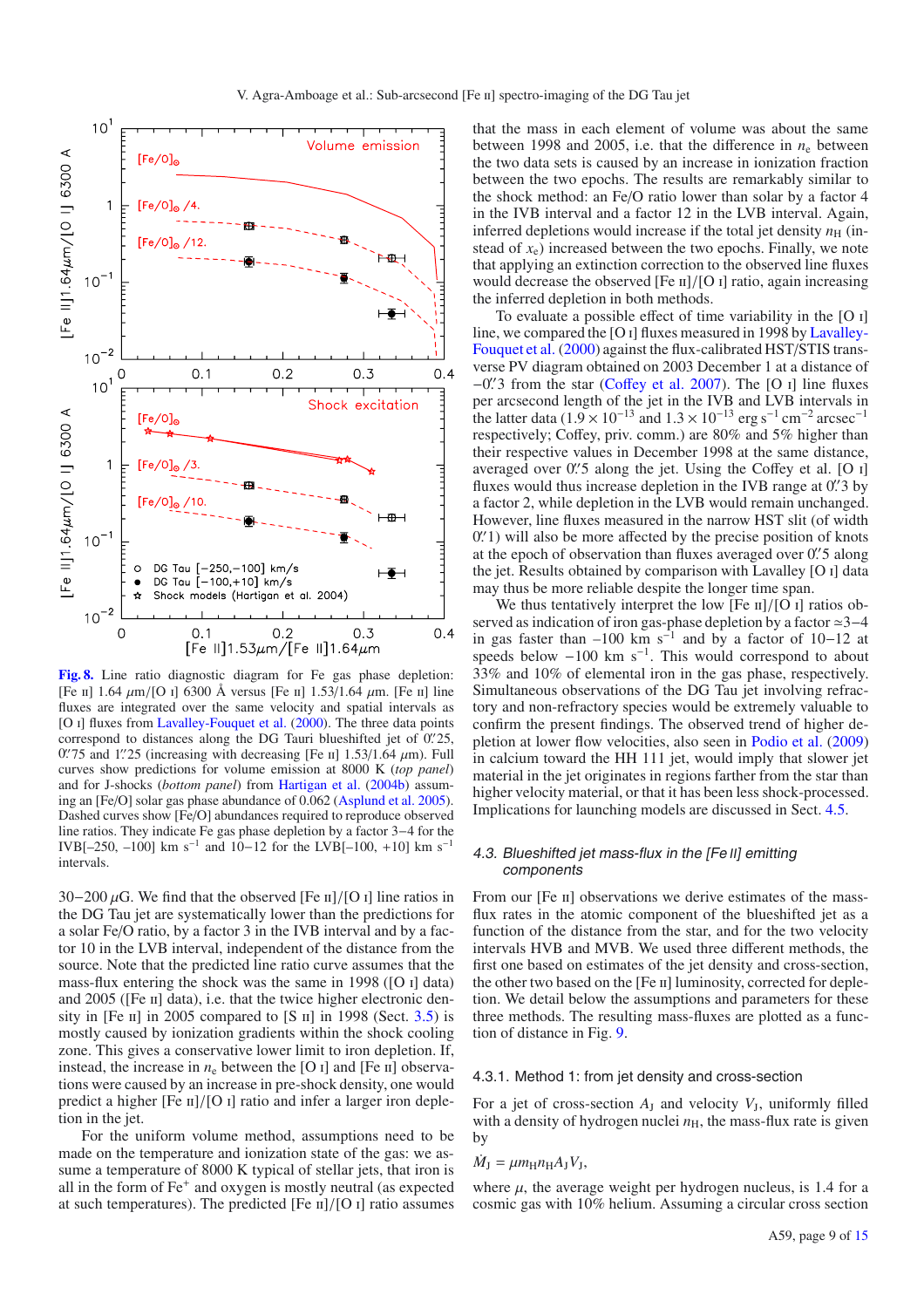**Fig. 8.** Line ratio diagnostic diagram for Fe gas phase depletion: [Fe II] 1.64 $\mu$m/[O I] 6300 Å versus [Fe II] 1.53/1.64 $\mu$m. [Fe II] line fluxes are integrated over the same velocity and spatial intervals as [O I] fluxes from Lavalley-Fouquet et al. (2000). The three data points correspond to distances along the DG Tauri blueshifted jet of 0.″25, 0.″75 and 1.″25 (increasing with decreasing [Fe II] 1.53/1.64 $\mu$m). Full curves show predictions for volume emission at 8000 K (*top panel*) and for J-shocks (*bottom panel*) from Hartigan et al. (2004b) assuming an [Fe/O] solar gas phase abundance of 0.062 (Asplund et al. 2005). Dashed curves show [Fe/O] abundances required to reproduce observed line ratios. They indicate Fe gas phase depletion by a factor 3−4 for the IVB[−250, −100] km s$^{-1}$ and 10−12 for the LVB[−100, +10] km s$^{-1}$ intervals.

30−200 $\mu$G. We find that the observed [Fe II]/[O I] line ratios in the DG Tau jet are systematically lower than the predictions for a solar Fe/O ratio, by a factor 3 in the IVB interval and by a factor 10 in the LVB interval, independent of the distance from the source. Note that the predicted line ratio curve assumes that the mass-flux entering the shock was the same in 1998 ([O I] data) and 2005 ([Fe II] data), i.e. that the twice higher electronic density in [Fe II] in 2005 compared to [S II] in 1998 (Sect. 3.5) is mostly caused by ionization gradients within the shock cooling zone. This gives a conservative lower limit to iron depletion. If, instead, the increase in $n_e$ between the [O I] and [Fe II] observations were caused by an increase in pre-shock density, one would predict a higher [Fe II]/[O I] ratio and infer a larger iron depletion in the jet.

For the uniform volume method, assumptions need to be made on the temperature and ionization state of the gas: we assume a temperature of 8000 K typical of stellar jets, that iron is all in the form of $Fe^{+}$ and oxygen is mostly neutral (as expected at such temperatures). The predicted [Fe II]/[O I] ratio assumes that the mass in each element of volume was about the same between 1998 and 2005, i.e. that the difference in $n_e$ between the two data sets is caused by an increase in ionization fraction between the two epochs. The results are remarkably similar to the shock method: an Fe/O ratio lower than solar by a factor 4 in the IVB interval and a factor 12 in the LVB interval. Again, inferred depletions would increase if the total jet density $n_H$ (instead of $x_e$) increased between the two epochs. Finally, we note that applying an extinction correction to the observed line fluxes would decrease the observed [Fe II]/[O I] ratio, again increasing the inferred depletion in both methods.

To evaluate a possible effect of time variability in the [O I] line, we compared the [O I] fluxes measured in 1998 by Lavalley-Fouquet et al. (2000) against the flux-calibrated HST/STIS transverse PV diagram obtained on 2003 December 1 at a distance of −0.″3 from the star (Coffey et al. 2007). The [O I] line fluxes per arcsecond length of the jet in the IVB and LVB intervals in the latter data ($1.9 \times 10^{-13}$ and $1.3 \times 10^{-13}$ erg s$^{-1}$ cm$^{-2}$ arcsec$^{-1}$ respectively; Coffey, priv. comm.) are 80% and 5% higher than their respective values in December 1998 at the same distance, averaged over 0.″5 along the jet. Using the Coffey et al. [O I] fluxes would thus increase depletion in the IVB range at 0.″3 by a factor 2, while depletion in the LVB would remain unchanged. However, line fluxes measured in the narrow HST slit (of width 0.″1) will also be more affected by the precise position of knots at the epoch of observation than fluxes averaged over 0.″5 along the jet. Results obtained by comparison with Lavalley [O I] data may thus be more reliable despite the longer time span.

We thus tentatively interpret the low [Fe II]/[O I] ratios observed as indication of iron gas-phase depletion by a factor ≃3−4 in gas faster than −100 km s$^{-1}$ and by a factor of 10−12 at speeds below −100 km s$^{-1}$. This would correspond to about 33% and 10% of elemental iron in the gas phase, respectively. Simultaneous observations of the DG Tau jet involving refractory and non-refractory species would be extremely valuable to confirm the present findings. The observed trend of higher depletion at lower flow velocities, also seen in Podio et al. (2009) in calcium toward the HH 111 jet, would imply that slower jet material in the jet originates in regions farther from the star than higher velocity material, or that it has been less shock-processed. Implications for launching models are discussed in Sect. 4.5.

### 4.3. Blueshifted jet mass-flux in the [Fe II] emitting components

From our [Fe II] observations we derive estimates of the mass-flux rates in the atomic component of the blueshifted jet as a function of the distance from the star, and for the two velocity intervals HVB and MVB. We used three different methods, the first one based on estimates of the jet density and cross-section, the other two based on the [Fe II] luminosity, corrected for depletion. We detail below the assumptions and parameters for these three methods. The resulting mass-fluxes are plotted as a function of distance in Fig. 9.

#### 4.3.1. Method 1: from jet density and cross-section

For a jet of cross-section $A_J$ and velocity $V_J$, uniformly filled with a density of hydrogen nuclei $n_H$, the mass-flux rate is given by

$$\dot{M}_J = \mu m_H n_H A_J V_J,$$

where $\mu$, the average weight per hydrogen nucleus, is 1.4 for a cosmic gas with 10% helium. Assuming a circular cross section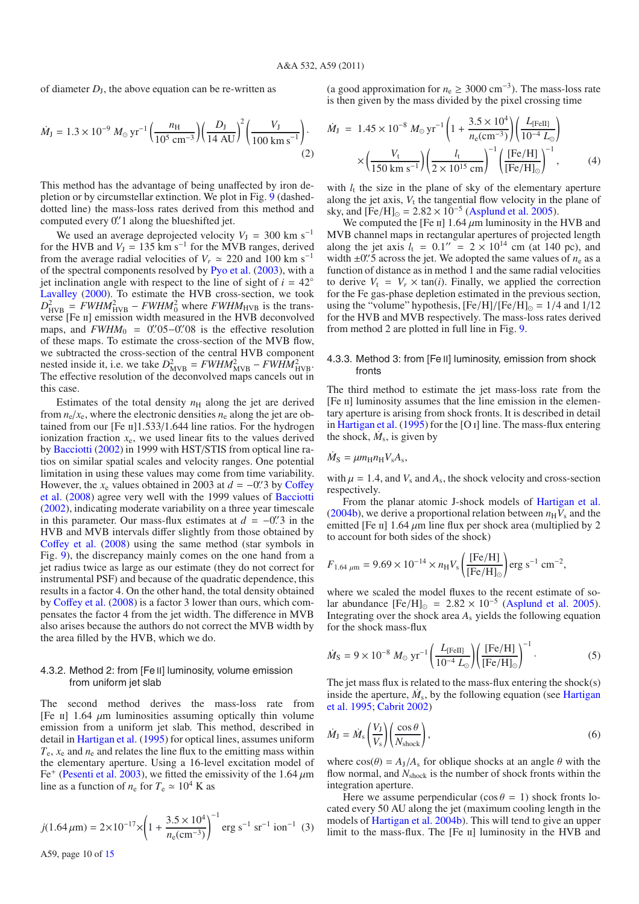of diameter $D_J$, the above equation can be re-written as

$$\dot{M}_J = 1.3\times10^{-9}\ M_\odot\ \mathrm{yr}^{-1}\left(\frac{n_\mathrm{H}}{10^5\ \mathrm{cm}^{-3}}\right)\left(\frac{D_J}{14\ \mathrm{AU}}\right)^2\left(\frac{V_J}{100\ \mathrm{km\ s}^{-1}}\right). \quad (2)$$

This method has the advantage of being unaffected by iron depletion or by circumstellar extinction. We plot in Fig. 9 (dashed-dotted line) the mass-loss rates derived from this method and computed every 0.″1 along the blueshifted jet.

We used an average deprojected velocity $V_J$ = 300 km s$^{-1}$ for the HVB and $V_J$ = 135 km s$^{-1}$ for the MVB ranges, derived from the average radial velocities of $V_r \simeq 220$ and 100 km s$^{-1}$ of the spectral components resolved by Pyo et al. (2003), with a jet inclination angle with respect to the line of sight of $i = 42°$ Lavalley (2000). To estimate the HVB cross-section, we took $D^2_\mathrm{HVB} = FWHM^2_\mathrm{HVB} - FWHM^2_0$ where $FWHM_\mathrm{HVB}$ is the transverse [Fe II] emission width measured in the HVB deconvolved maps, and $FWHM_0$ = 0.″05–0.″08 is the effective resolution of these maps. To estimate the cross-section of the MVB flow, we subtracted the cross-section of the central HVB component nested inside it, i.e. we take $D^2_\mathrm{MVB} = FWHM^2_\mathrm{MVB} - FWHM^2_\mathrm{HVB}$. The effective resolution of the deconvolved maps cancels out in this case.

Estimates of the total density $n_\mathrm{H}$ along the jet are derived from $n_\mathrm{e}/x_\mathrm{e}$, where the electronic densities $n_\mathrm{e}$ along the jet are obtained from our [Fe II]1.533/1.644 line ratios. For the hydrogen ionization fraction $x_\mathrm{e}$, we used linear fits to the values derived by Bacciotti (2002) in 1999 with HST/STIS from optical line ratios on similar spatial scales and velocity ranges. One potential limitation in using these values may come from time variability. However, the $x_\mathrm{e}$ values obtained in 2003 at $d = -0.''3$ by Coffey et al. (2008) agree very well with the 1999 values of Bacciotti (2002), indicating moderate variability on a three year timescale in this parameter. Our mass-flux estimates at $d = -0.''3$ in the HVB and MVB intervals differ slightly from those obtained by Coffey et al. (2008) using the same method (star symbols in Fig. 9), the discrepancy mainly comes on the one hand from a jet radius twice as large as our estimate (they do not correct for instrumental PSF) and because of the quadratic dependence, this results in a factor 4. On the other hand, the total density obtained by Coffey et al. (2008) is a factor 3 lower than ours, which compensates the factor 4 from the jet width. The difference in MVB also arises because the authors do not correct the MVB width by the area filled by the HVB, which we do.

### 4.3.2. Method 2: from [Fe II] luminosity, volume emission from uniform jet slab

The second method derives the mass-loss rate from [Fe II] 1.64 $\mu$m luminosities assuming optically thin volume emission from a uniform jet slab. This method, described in detail in Hartigan et al. (1995) for optical lines, assumes uniform $T_\mathrm{e}$, $x_\mathrm{e}$ and $n_\mathrm{e}$ and relates the line flux to the emitting mass within the elementary aperture. Using a 16-level excitation model of Fe$^+$ (Pesenti et al. 2003), we fitted the emissivity of the 1.64 $\mu$m line as a function of $n_\mathrm{e}$ for $T_\mathrm{e} \simeq 10^4$ K as

$$j(1.64\,\mu\mathrm{m}) = 2\times10^{-17}\times\left(1+\frac{3.5\times10^4}{n_\mathrm{e}(\mathrm{cm}^{-3})}\right)^{-1}\ \mathrm{erg\ s^{-1}\ sr^{-1}\ ion^{-1}} \quad (3)$$

(a good approximation for $n_\mathrm{e} \geq 3000$ cm$^{-3}$). The mass-loss rate is then given by the mass divided by the pixel crossing time

$$\dot{M}_J = 1.45\times10^{-8}\ M_\odot\ \mathrm{yr}^{-1}\left(1+\frac{3.5\times10^4}{n_\mathrm{e}(\mathrm{cm}^{-3})}\right)\left(\frac{L_\mathrm{[FeII]}}{10^{-4}\ L_\odot}\right) \times\left(\frac{V_\mathrm{t}}{150\ \mathrm{km\ s}^{-1}}\right)\left(\frac{l_\mathrm{t}}{2\times10^{15}\ \mathrm{cm}}\right)^{-1}\left(\frac{[\mathrm{Fe/H}]}{[\mathrm{Fe/H}]_\odot}\right)^{-1}, \quad (4)$$

with $l_\mathrm{t}$ the size in the plane of sky of the elementary aperture along the jet axis, $V_\mathrm{t}$ the tangential flow velocity in the plane of sky, and $[\mathrm{Fe/H}]_\odot = 2.82\times10^{-5}$ (Asplund et al. 2005).

We computed the [Fe II] 1.64 $\mu$m luminosity in the HVB and MVB channel maps in rectangular apertures of projected length along the jet axis $l_\mathrm{t}$ = 0.1″ = 2 × 10$^{14}$ cm (at 140 pc), and width ±0.″5 across the jet. We adopted the same values of $n_\mathrm{e}$ as a function of distance as in method 1 and the same radial velocities to derive $V_\mathrm{t} = V_r \times \tan(i)$. Finally, we applied the correction for the Fe gas-phase depletion estimated in the previous section, using the "volume" hypothesis, $[\mathrm{Fe/H}]/[\mathrm{Fe/H}]_\odot$ = 1/4 and 1/12 for the HVB and MVB respectively. The mass-loss rates derived from method 2 are plotted in full line in Fig. 9.

### 4.3.3. Method 3: from [Fe II] luminosity, emission from shock fronts

The third method to estimate the jet mass-loss rate from the [Fe II] luminosity assumes that the line emission in the elementary aperture is arising from shock fronts. It is described in detail in Hartigan et al. (1995) for the [O I] line. The mass-flux entering the shock, $\dot{M}_\mathrm{s}$, is given by

$$\dot{M}_\mathrm{S} = \mu m_\mathrm{H} n_\mathrm{H} V_\mathrm{s} A_\mathrm{s},$$

with $\mu$ = 1.4, and $V_\mathrm{s}$ and $A_\mathrm{s}$, the shock velocity and cross-section respectively.

From the planar atomic J-shock models of Hartigan et al. (2004b), we derive a proportional relation between $n_\mathrm{H}V_\mathrm{s}$ and the emitted [Fe II] 1.64 $\mu$m line flux per shock area (multiplied by 2 to account for both sides of the shock)

$$F_{1.64\,\mu\mathrm{m}} = 9.69\times10^{-14}\times n_\mathrm{H}V_\mathrm{s}\left(\frac{[\mathrm{Fe/H}]}{[\mathrm{Fe/H}]_\odot}\right)\mathrm{erg\ s^{-1}\ cm^{-2}},$$

where we scaled the model fluxes to the recent estimate of solar abundance $[\mathrm{Fe/H}]_\odot = 2.82\times10^{-5}$ (Asplund et al. 2005). Integrating over the shock area $A_\mathrm{s}$ yields the following equation for the shock mass-flux

$$\dot{M}_\mathrm{S} = 9\times10^{-8}\ M_\odot\ \mathrm{yr}^{-1}\left(\frac{L_\mathrm{[FeII]}}{10^{-4}\ L_\odot}\right)\left(\frac{[\mathrm{Fe/H}]}{[\mathrm{Fe/H}]_\odot}\right)^{-1}. \quad (5)$$

The jet mass flux is related to the mass-flux entering the shock(s) inside the aperture, $\dot{M}_\mathrm{s}$, by the following equation (see Hartigan et al. 1995; Cabrit 2002)

$$\dot{M}_J = \dot{M}_\mathrm{s}\left(\frac{V_J}{V_\mathrm{s}}\right)\left(\frac{\cos\theta}{N_\mathrm{shock}}\right), \quad (6)$$

where $\cos(\theta) = A_J/A_\mathrm{s}$ for oblique shocks at an angle $\theta$ with the flow normal, and $N_\mathrm{shock}$ is the number of shock fronts within the integration aperture.

Here we assume perpendicular ($\cos\theta = 1$) shock fronts located every 50 AU along the jet (maximum cooling length in the models of Hartigan et al. 2004b). This will tend to give an upper limit to the mass-flux. The [Fe II] luminosity in the HVB and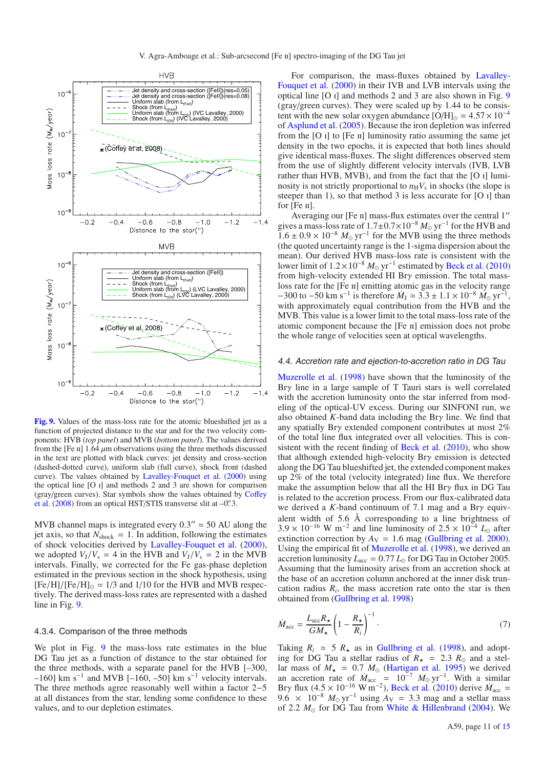**Fig. 9.** Values of the mass-loss rate for the atomic blueshifted jet as a function of projected distance to the star and for the two velocity components: HVB (*top panel*) and MVB (*bottom panel*). The values derived from the [Fe II] 1.64 $\mu$m observations using the three methods discussed in the text are plotted with black curves: jet density and cross-section (dashed-dotted curve), uniform slab (full curve), shock front (dashed curve). The values obtained by Lavalley-Fouquet et al. (2000) using the optical line [O I] and methods 2 and 3 are shown for comparison (gray/green curves). Star symbols show the values obtained by Coffey et al. (2008) from an optical HST/STIS transverse slit at –0.″3.

MVB channel maps is integrated every 0.3″ = 50 AU along the jet axis, so that $N_{\rm shock}$ = 1. In addition, following the estimates of shock velocities derived by Lavalley-Fouquet et al. (2000), we adopted $V_{\rm J}/V_{\rm s}$ = 4 in the HVB and $V_{\rm J}/V_{\rm s}$ = 2 in the MVB intervals. Finally, we corrected for the Fe gas-phase depletion estimated in the previous section in the shock hypothesis, using $[{\rm Fe/H}]/[{\rm Fe/H}]_\odot$ = 1/3 and 1/10 for the HVB and MVB respectively. The derived mass-loss rates are represented with a dashed line in Fig. 9.

#### 4.3.4. Comparison of the three methods

We plot in Fig. 9 the mass-loss rate estimates in the blue DG Tau jet as a function of distance to the star obtained for the three methods, with a separate panel for the HVB [–300, –160] km s$^{-1}$ and MVB [–160, –50] km s$^{-1}$ velocity intervals. The three methods agree reasonably well within a factor 2–5 at all distances from the star, lending some confidence to these values, and to our depletion estimates.

For comparison, the mass-fluxes obtained by Lavalley-Fouquet et al. (2000) in their IVB and LVB intervals using the optical line [O I] and methods 2 and 3 are also shown in Fig. 9 (gray/green curves). They were scaled up by 1.44 to be consistent with the new solar oxygen abundance $[{\rm O/H}]_\odot = 4.57 \times 10^{-4}$ of Asplund et al. (2005). Because the iron depletion was inferred from the [O I] to [Fe II] luminosity ratio assuming the same jet density in the two epochs, it is expected that both lines should give identical mass-fluxes. The slight differences observed stem from the use of slightly different velocity intervals (IVB, LVB rather than HVB, MVB), and from the fact that the [O I] luminosity is not strictly proportional to $n_{\rm H}V_{\rm s}$ in shocks (the slope is steeper than 1), so that method 3 is less accurate for [O I] than for [Fe II].

Averaging our [Fe II] mass-flux estimates over the central 1″ gives a mass-loss rate of $1.7 \pm 0.7 \times 10^{-8}$ $M_\odot$ yr$^{-1}$ for the HVB and $1.6 \pm 0.9 \times 10^{-8}$ $M_\odot$ yr$^{-1}$ for the MVB using the three methods (the quoted uncertainty range is the 1-sigma dispersion about the mean). Our derived HVB mass-loss rate is consistent with the lower limit of $1.2 \times 10^{-8}$ $M_\odot$ yr$^{-1}$ estimated by Beck et al. (2010) from high-velocity extended HI Br$\gamma$ emission. The total mass-loss rate for the [Fe II] emitting atomic gas in the velocity range −300 to −50 km s$^{-1}$ is therefore $\dot{M}_{\rm J} \simeq 3.3 \pm 1.1 \times 10^{-8}$ $M_\odot$ yr$^{-1}$, with approximately equal contribution from the HVB and the MVB. This value is a lower limit to the total mass-loss rate of the atomic component because the [Fe II] emission does not probe the whole range of velocities seen at optical wavelengths.

### 4.4. Accretion rate and ejection-to-accretion ratio in DG Tau

Muzerolle et al. (1998) have shown that the luminosity of the Br$\gamma$ line in a large sample of T Tauri stars is well correlated with the accretion luminosity onto the star inferred from modeling of the optical-UV excess. During our SINFONI run, we also obtained $K$-band data including the Br$\gamma$ line. We find that any spatially Br$\gamma$ extended component contributes at most 2% of the total line flux integrated over all velocities. This is consistent with the recent finding of Beck et al. (2010), who show that although extended high-velocity Br$\gamma$ emission is detected along the DG Tau blueshifted jet, the extended component makes up 2% of the total (velocity integrated) line flux. We therefore make the assumption below that all the HI Br$\gamma$ flux in DG Tau is related to the accretion process. From our flux-calibrated data we derived a $K$-band continuum of 7.1 mag and a Br$\gamma$ equivalent width of 5.6 Å corresponding to a line brightness of $3.9 \times 10^{-16}$ W m$^{-2}$ and line luminosity of $2.5 \times 10^{-4}$ $L_\odot$ after extinction correction by $A_{\rm V}$ = 1.6 mag (Gullbring et al. 2000). Using the empirical fit of Muzerolle et al. (1998), we derived an accretion luminosity $L_{\rm acc}$ = 0.77 $L_\odot$ for DG Tau in October 2005. Assuming that the luminosity arises from an accretion shock at the base of an accretion column anchored at the inner disk truncation radius $R_i$, the mass accretion rate onto the star is then obtained from (Gullbring et al. 1998)

$$\dot{M}_{\rm acc} = \frac{L_{\rm acc} R_\star}{G M_\star} \left(1 - \frac{R_\star}{R_i}\right)^{-1}. \quad (7)$$

Taking $R_i \simeq 5\,R_\star$ as in Gullbring et al. (1998), and adopting for DG Tau a stellar radius of $R_\star$ = 2.3 $R_\odot$ and a stellar mass of $M_\star$ = 0.7 $M_\odot$ (Hartigan et al. 1995) we derived an accretion rate of $\dot{M}_{\rm acc}$ = $10^{-7}$ $M_\odot$ yr$^{-1}$. With a similar Br$\gamma$ flux ($4.5 \times 10^{-16}$ W m$^{-2}$), Beck et al. (2010) derive $\dot{M}_{\rm acc}$ = $9.6 \times 10^{-8}$ $M_\odot$ yr$^{-1}$ using $A_{\rm V}$ = 3.3 mag and a stellar mass of 2.2 $M_\odot$ for DG Tau from White & Hillenbrand (2004). We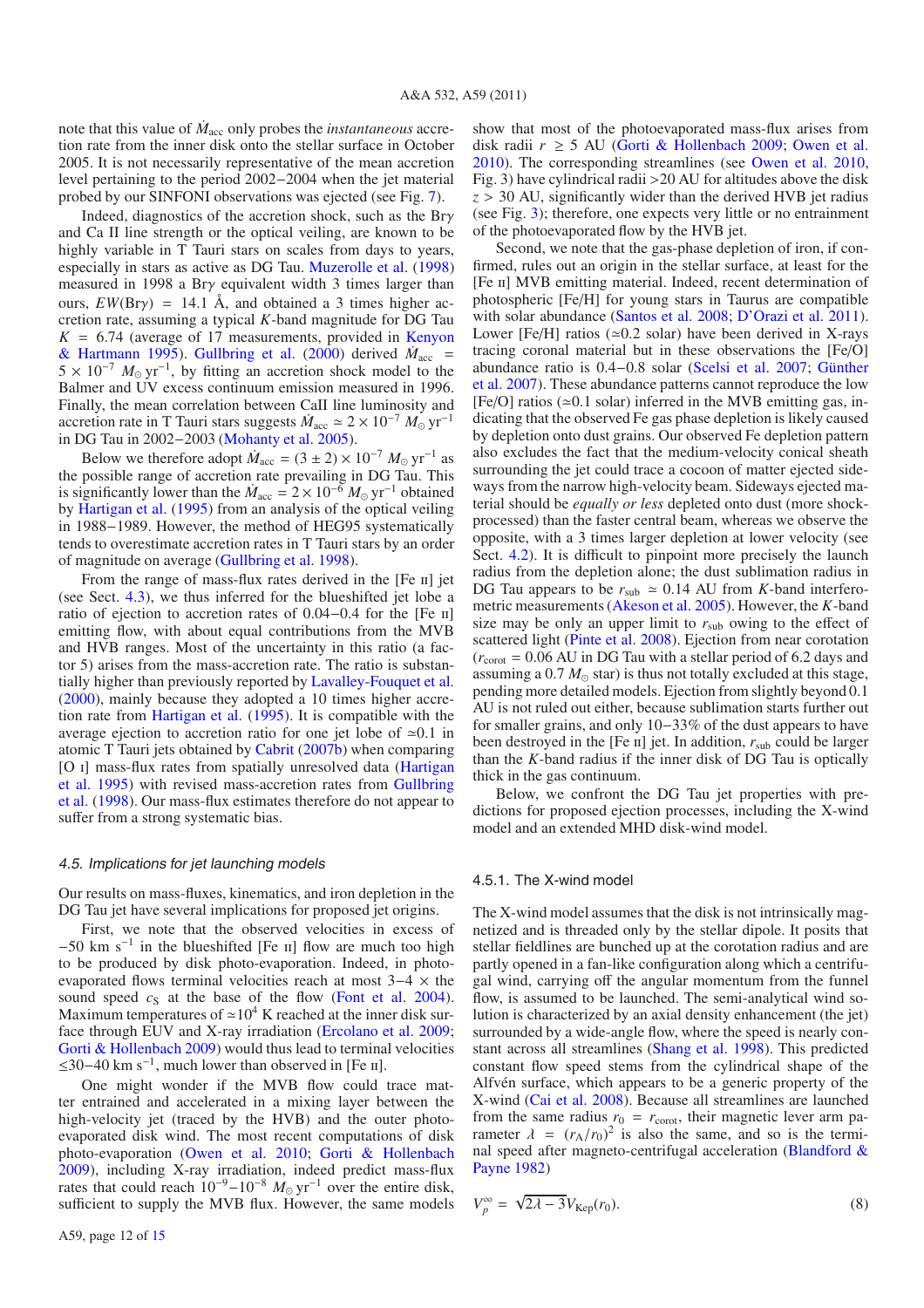note that this value of $\dot{M}_{\rm acc}$ only probes the *instantaneous* accretion rate from the inner disk onto the stellar surface in October 2005. It is not necessarily representative of the mean accretion level pertaining to the period 2002−2004 when the jet material probed by our SINFONI observations was ejected (see Fig. 7).

Indeed, diagnostics of the accretion shock, such as the Br$\gamma$ and Ca II line strength or the optical veiling, are known to be highly variable in T Tauri stars on scales from days to years, especially in stars as active as DG Tau. Muzerolle et al. (1998) measured in 1998 a Br$\gamma$ equivalent width 3 times larger than ours, $EW$(Br$\gamma$) = 14.1 Å, and obtained a 3 times higher accretion rate, assuming a typical $K$-band magnitude for DG Tau $K$ = 6.74 (average of 17 measurements, provided in Kenyon & Hartmann 1995). Gullbring et al. (2000) derived $\dot{M}_{\rm acc}$ = $5 \times 10^{-7}$ $M_\odot$ yr$^{-1}$, by fitting an accretion shock model to the Balmer and UV excess continuum emission measured in 1996. Finally, the mean correlation between CaII line luminosity and accretion rate in T Tauri stars suggests $\dot{M}_{\rm acc} \simeq 2 \times 10^{-7}$ $M_\odot$ yr$^{-1}$ in DG Tau in 2002−2003 (Mohanty et al. 2005).

Below we therefore adopt $\dot{M}_{\rm acc} = (3 \pm 2) \times 10^{-7}$ $M_\odot$ yr$^{-1}$ as the possible range of accretion rate prevailing in DG Tau. This is significantly lower than the $\dot{M}_{\rm acc} = 2 \times 10^{-6}$ $M_\odot$ yr$^{-1}$ obtained by Hartigan et al. (1995) from an analysis of the optical veiling in 1988−1989. However, the method of HEG95 systematically tends to overestimate accretion rates in T Tauri stars by an order of magnitude on average (Gullbring et al. 1998).

From the range of mass-flux rates derived in the [Fe II] jet (see Sect. 4.3), we thus inferred for the blueshifted jet lobe a ratio of ejection to accretion rates of 0.04−0.4 for the [Fe II] emitting flow, with about equal contributions from the MVB and HVB ranges. Most of the uncertainty in this ratio (a factor 5) arises from the mass-accretion rate. The ratio is substantially higher than previously reported by Lavalley-Fouquet et al. (2000), mainly because they adopted a 10 times higher accretion rate from Hartigan et al. (1995). It is compatible with the average ejection to accretion ratio for one jet lobe of $\simeq$0.1 in atomic T Tauri jets obtained by Cabrit (2007b) when comparing [O I] mass-flux rates from spatially unresolved data (Hartigan et al. 1995) with revised mass-accretion rates from Gullbring et al. (1998). Our mass-flux estimates therefore do not appear to suffer from a strong systematic bias.

### 4.5. Implications for jet launching models

Our results on mass-fluxes, kinematics, and iron depletion in the DG Tau jet have several implications for proposed jet origins.

First, we note that the observed velocities in excess of −50 km s$^{-1}$ in the blueshifted [Fe II] flow are much too high to be produced by disk photo-evaporation. Indeed, in photo-evaporated flows terminal velocities reach at most 3−4 $\times$ the sound speed $c_{\rm S}$ at the base of the flow (Font et al. 2004). Maximum temperatures of $\simeq 10^4$ K reached at the inner disk surface through EUV and X-ray irradiation (Ercolano et al. 2009; Gorti & Hollenbach 2009) would thus lead to terminal velocities $\leq$30−40 km s$^{-1}$, much lower than observed in [Fe II].

One might wonder if the MVB flow could trace matter entrained and accelerated in a mixing layer between the high-velocity jet (traced by the HVB) and the outer photo-evaporated disk wind. The most recent computations of disk photo-evaporation (Owen et al. 2010; Gorti & Hollenbach 2009), including X-ray irradiation, indeed predict mass-flux rates that could reach $10^{-9}$−$10^{-8}$ $M_\odot$ yr$^{-1}$ over the entire disk, sufficient to supply the MVB flux. However, the same models show that most of the photoevaporated mass-flux arises from disk radii $r \geq 5$ AU (Gorti & Hollenbach 2009; Owen et al. 2010). The corresponding streamlines (see Owen et al. 2010, Fig. 3) have cylindrical radii >20 AU for altitudes above the disk $z$ > 30 AU, significantly wider than the derived HVB jet radius (see Fig. 3); therefore, one expects very little or no entrainment of the photoevaporated flow by the HVB jet.

Second, we note that the gas-phase depletion of iron, if confirmed, rules out an origin in the stellar surface, at least for the [Fe II] MVB emitting material. Indeed, recent determination of photospheric [Fe/H] for young stars in Taurus are compatible with solar abundance (Santos et al. 2008; D'Orazi et al. 2011). Lower [Fe/H] ratios ($\simeq$0.2 solar) have been derived in X-rays tracing coronal material but in these observations the [Fe/O] abundance ratio is 0.4−0.8 solar (Scelsi et al. 2007; Günther et al. 2007). These abundance patterns cannot reproduce the low [Fe/O] ratios ($\simeq$0.1 solar) inferred in the MVB emitting gas, indicating that the observed Fe gas phase depletion is likely caused by depletion onto dust grains. Our observed Fe depletion pattern also excludes the fact that the medium-velocity conical sheath surrounding the jet could trace a cocoon of matter ejected sideways from the narrow high-velocity beam. Sideways ejected material should be *equally or less* depleted onto dust (more shock-processed) than the faster central beam, whereas we observe the opposite, with a 3 times larger depletion at lower velocity (see Sect. 4.2). It is difficult to pinpoint more precisely the launch radius from the depletion alone; the dust sublimation radius in DG Tau appears to be $r_{\rm sub} \simeq 0.14$ AU from $K$-band interferometric measurements (Akeson et al. 2005). However, the $K$-band size may be only an upper limit to $r_{\rm sub}$ owing to the effect of scattered light (Pinte et al. 2008). Ejection from near corotation ($r_{\rm corot}$ = 0.06 AU in DG Tau with a stellar period of 6.2 days and assuming a 0.7 $M_\odot$ star) is thus not totally excluded at this stage, pending more detailed models. Ejection from slightly beyond 0.1 AU is not ruled out either, because sublimation starts further out for smaller grains, and only 10−33% of the dust appears to have been destroyed in the [Fe II] jet. In addition, $r_{\rm sub}$ could be larger than the $K$-band radius if the inner disk of DG Tau is optically thick in the gas continuum.

Below, we confront the DG Tau jet properties with predictions for proposed ejection processes, including the X-wind model and an extended MHD disk-wind model.

#### 4.5.1. The X-wind model

The X-wind model assumes that the disk is not intrinsically magnetized and is threaded only by the stellar dipole. It posits that stellar fieldlines are bunched up at the corotation radius and are partly opened in a fan-like configuration along which a centrifugal wind, carrying off the angular momentum from the funnel flow, is assumed to be launched. The semi-analytical wind solution is characterized by an axial density enhancement (the jet) surrounded by a wide-angle flow, where the speed is nearly constant across all streamlines (Shang et al. 1998). This predicted constant flow speed stems from the cylindrical shape of the Alfvén surface, which appears to be a generic property of the X-wind (Cai et al. 2008). Because all streamlines are launched from the same radius $r_0 = r_{\rm corot}$, their magnetic lever arm parameter $\lambda = (r_{\rm A}/r_0)^2$ is also the same, and so is the terminal speed after magneto-centrifugal acceleration (Blandford & Payne 1982)

$$V_p^\infty = \sqrt{2\lambda - 3}\, V_{\rm Kep}(r_0). \quad (8)$$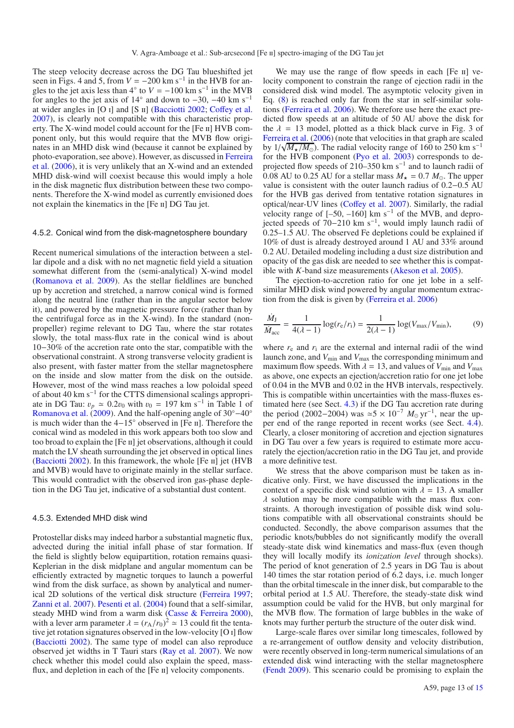The steep velocity decrease across the DG Tau blueshifted jet seen in Figs. 4 and 5, from $V = -200$ km s$^{-1}$ in the HVB for angles to the jet axis less than 4° to $V = -100$ km s$^{-1}$ in the MVB for angles to the jet axis of 14° and down to −30, −40 km s$^{-1}$ at wider angles in [O I] and [S II] (Bacciotti 2002; Coffey et al. 2007), is clearly not compatible with this characteristic property. The X-wind model could account for the [Fe II] HVB component only, but this would require that the MVB flow originates in an MHD disk wind (because it cannot be explained by photo-evaporation, see above). However, as discussed in Ferreira et al. (2006), it is very unlikely that an X-wind and an extended MHD disk-wind will coexist because this would imply a hole in the disk magnetic flux distribution between these two components. Therefore the X-wind model as currently envisioned does not explain the kinematics in the [Fe II] DG Tau jet.

#### 4.5.2. Conical wind from the disk-magnetosphere boundary

Recent numerical simulations of the interaction between a stellar dipole and a disk with no net magnetic field yield a situation somewhat different from the (semi-analytical) X-wind model (Romanova et al. 2009). As the stellar fieldlines are bunched up by accretion and stretched, a narrow conical wind is formed along the neutral line (rather than in the angular sector below it), and powered by the magnetic pressure force (rather than by the centrifugal force as in the X-wind). In the standard (non-propeller) regime relevant to DG Tau, where the star rotates slowly, the total mass-flux rate in the conical wind is about 10−30% of the accretion rate onto the star, compatible with the observational constraint. A strong transverse velocity gradient is also present, with faster matter from the stellar magnetosphere on the inside and slow matter from the disk on the outside. However, most of the wind mass reaches a low poloidal speed of about 40 km s$^{-1}$ for the CTTS dimensional scalings appropriate in DG Tau: $v_p \simeq 0.2 v_0$ with $v_0 = 197$ km s$^{-1}$ in Table 1 of Romanova et al. (2009). And the half-opening angle of 30°−40° is much wider than the 4−15° observed in [Fe II]. Therefore the conical wind as modeled in this work appears both too slow and too broad to explain the [Fe II] jet observations, although it could match the LV sheath surrounding the jet observed in optical lines (Bacciotti 2002). In this framework, the whole [Fe II] jet (HVB and MVB) would have to originate mainly in the stellar surface. This would contradict with the observed iron gas-phase depletion in the DG Tau jet, indicative of a substantial dust content.

#### 4.5.3. Extended MHD disk wind

Protostellar disks may indeed harbor a substantial magnetic flux, advected during the initial infall phase of star formation. If the field is slightly below equipartition, rotation remains quasi-Keplerian in the disk midplane and angular momentum can be efficiently extracted by magnetic torques to launch a powerful wind from the disk surface, as shown by analytical and numerical 2D solutions of the vertical disk structure (Ferreira 1997; Zanni et al. 2007). Pesenti et al. (2004) found that a self-similar, steady MHD wind from a warm disk (Casse & Ferreira 2000), with a lever arm parameter $\lambda = (r_A/r_0)^2 \simeq 13$ could fit the tentative jet rotation signatures observed in the low-velocity [O I] flow (Bacciotti 2002). The same type of model can also reproduce observed jet widths in T Tauri stars (Ray et al. 2007). We now check whether this model could also explain the speed, mass-flux, and depletion in each of the [Fe II] velocity components.

We may use the range of flow speeds in each [Fe II] velocity component to constrain the range of ejection radii in the considered disk wind model. The asymptotic velocity given in Eq. (8) is reached only far from the star in self-similar solutions (Ferreira et al. 2006). We therefore use here the exact predicted flow speeds at an altitude of 50 AU above the disk for the $\lambda = 13$ model, plotted as a thick black curve in Fig. 3 of Ferreira et al. (2006) (note that velocities in that graph are scaled by $1/\sqrt{M_\star/M_\odot}$). The radial velocity range of 160 to 250 km s$^{-1}$ for the HVB component (Pyo et al. 2003) corresponds to deprojected flow speeds of 210–350 km s$^{-1}$ and to launch radii of 0.08 AU to 0.25 AU for a stellar mass $M_\star = 0.7\ M_\odot$. The upper value is consistent with the outer launch radius of 0.2−0.5 AU for the HVB gas derived from tentative rotation signatures in optical/near-UV lines (Coffey et al. 2007). Similarly, the radial velocity range of [−50, −160] km s$^{-1}$ of the MVB, and deprojected speeds of 70−210 km s$^{-1}$, would imply launch radii of 0.25−1.5 AU. The observed Fe depletions could be explained if 10% of dust is already destroyed around 1 AU and 33% around 0.2 AU. Detailed modeling including a dust size distribution and opacity of the gas disk are needed to see whether this is compatible with $K$-band size measurements (Akeson et al. 2005).

The ejection-to-accretion ratio for one jet lobe in a self-similar MHD disk wind powered by angular momentum extraction from the disk is given by (Ferreira et al. 2006)

$$\frac{\dot{M}_J}{\dot{M}_{acc}} = \frac{1}{4(\lambda-1)}\log(r_e/r_i) = \frac{1}{2(\lambda-1)}\log(V_{max}/V_{min}), \tag{9}$$

where $r_e$ and $r_i$ are the external and internal radii of the wind launch zone, and $V_{min}$ and $V_{max}$ the corresponding minimum and maximum flow speeds. With $\lambda = 13$, and values of $V_{min}$ and $V_{max}$ as above, one expects an ejection/accretion ratio for one jet lobe of 0.04 in the MVB and 0.02 in the HVB intervals, respectively. This is compatible within uncertainties with the mass-fluxes estimated here (see Sect. 4.3) if the DG Tau accretion rate during the period (2002−2004) was $\simeq 5 \times 10^{-7}\ M_\odot$ yr$^{-1}$, near the upper end of the range reported in recent works (see Sect. 4.4). Clearly, a closer monitoring of accretion and ejection signatures in DG Tau over a few years is required to estimate more accurately the ejection/accretion ratio in the DG Tau jet, and provide a more definitive test.

We stress that the above comparison must be taken as indicative only. First, we have discussed the implications in the context of a specific disk wind solution with $\lambda = 13$. A smaller $\lambda$ solution may be more compatible with the mass flux constraints. A thorough investigation of possible disk wind solutions compatible with all observational constraints should be conducted. Secondly, the above comparison assumes that the periodic knots/bubbles do not significantly modify the overall steady-state disk wind kinematics and mass-flux (even though they will locally modify its *ionization level* through shocks). The period of knot generation of 2.5 years in DG Tau is about 140 times the star rotation period of 6.2 days, i.e. much longer than the orbital timescale in the inner disk, but comparable to the orbital period at 1.5 AU. Therefore, the steady-state disk wind assumption could be valid for the HVB, but only marginal for the MVB flow. The formation of large bubbles in the wake of knots may further perturb the structure of the outer disk wind.

Large-scale flares over similar long timescales, followed by a re-arrangement of outflow density and velocity distribution, were recently observed in long-term numerical simulations of an extended disk wind interacting with the stellar magnetosphere (Fendt 2009). This scenario could be promising to explain the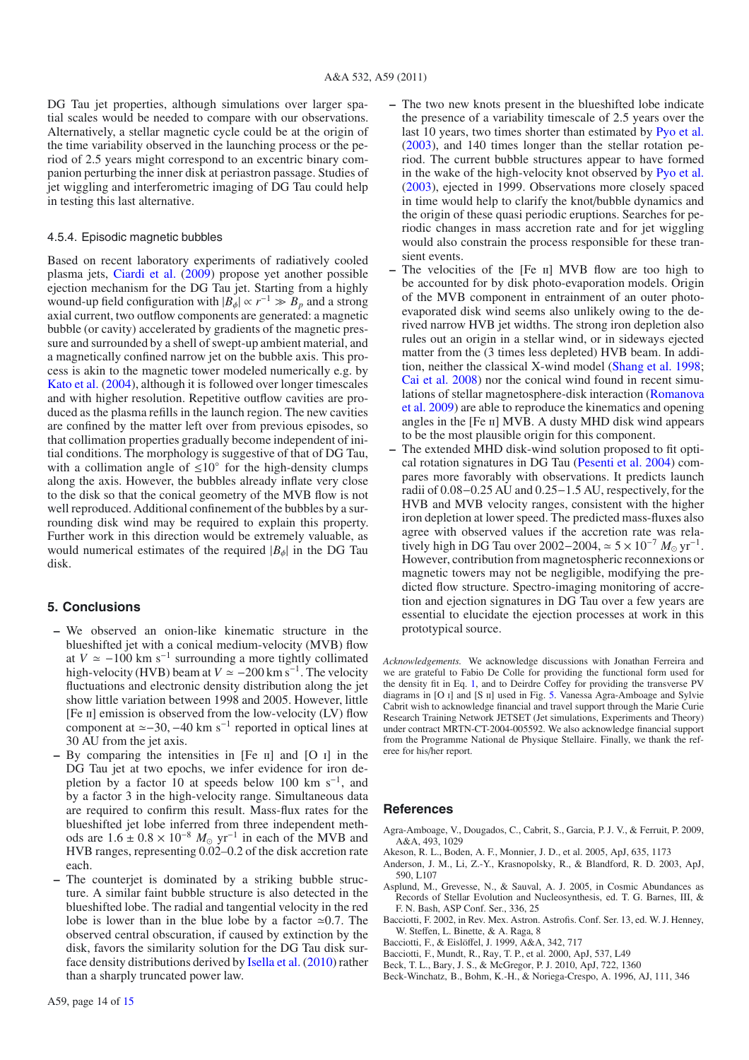DG Tau jet properties, although simulations over larger spatial scales would be needed to compare with our observations. Alternatively, a stellar magnetic cycle could be at the origin of the time variability observed in the launching process or the period of 2.5 years might correspond to an excentric binary companion perturbing the inner disk at periastron passage. Studies of jet wiggling and interferometric imaging of DG Tau could help in testing this last alternative.

#### 4.5.4. Episodic magnetic bubbles

Based on recent laboratory experiments of radiatively cooled plasma jets, Ciardi et al. (2009) propose yet another possible ejection mechanism for the DG Tau jet. Starting from a highly wound-up field configuration with $|B_\phi| \propto r^{-1} \gg B_p$ and a strong axial current, two outflow components are generated: a magnetic bubble (or cavity) accelerated by gradients of the magnetic pressure and surrounded by a shell of swept-up ambient material, and a magnetically confined narrow jet on the bubble axis. This process is akin to the magnetic tower modeled numerically e.g. by Kato et al. (2004), although it is followed over longer timescales and with higher resolution. Repetitive outflow cavities are produced as the plasma refills in the launch region. The new cavities are confined by the matter left over from previous episodes, so that collimation properties gradually become independent of initial conditions. The morphology is suggestive of that of DG Tau, with a collimation angle of $\leq 10°$ for the high-density clumps along the axis. However, the bubbles already inflate very close to the disk so that the conical geometry of the MVB flow is not well reproduced. Additional confinement of the bubbles by a surrounding disk wind may be required to explain this property. Further work in this direction would be extremely valuable, as would numerical estimates of the required $|B_\phi|$ in the DG Tau disk.

## 5. Conclusions

- We observed an onion-like kinematic structure in the blueshifted jet with a conical medium-velocity (MVB) flow at $V \simeq -100$ km s$^{-1}$ surrounding a more tightly collimated high-velocity (HVB) beam at $V \simeq -200$ km s$^{-1}$. The velocity fluctuations and electronic density distribution along the jet show little variation between 1998 and 2005. However, little [Fe II] emission is observed from the low-velocity (LV) flow component at $\simeq -30, -40$ km s$^{-1}$ reported in optical lines at 30 AU from the jet axis.
- By comparing the intensities in [Fe II] and [O I] in the DG Tau jet at two epochs, we infer evidence for iron depletion by a factor 10 at speeds below 100 km s$^{-1}$, and by a factor 3 in the high-velocity range. Simultaneous data are required to confirm this result. Mass-flux rates for the blueshifted jet lobe inferred from three independent methods are $1.6 \pm 0.8 \times 10^{-8}$ $M_\odot$ yr$^{-1}$ in each of the MVB and HVB ranges, representing 0.02–0.2 of the disk accretion rate each.
- The counterjet is dominated by a striking bubble structure. A similar faint bubble structure is also detected in the blueshifted lobe. The radial and tangential velocity in the red lobe is lower than in the blue lobe by a factor $\simeq 0.7$. The observed central obscuration, if caused by extinction by the disk, favors the similarity solution for the DG Tau disk surface density distributions derived by Isella et al. (2010) rather than a sharply truncated power law.
- The two new knots present in the blueshifted lobe indicate the presence of a variability timescale of 2.5 years over the last 10 years, two times shorter than estimated by Pyo et al. (2003), and 140 times longer than the stellar rotation period. The current bubble structures appear to have formed in the wake of the high-velocity knot observed by Pyo et al. (2003), ejected in 1999. Observations more closely spaced in time would help to clarify the knot/bubble dynamics and the origin of these quasi periodic eruptions. Searches for periodic changes in mass accretion rate and for jet wiggling would also constrain the process responsible for these transient events.
- The velocities of the [Fe II] MVB flow are too high to be accounted for by disk photo-evaporation models. Origin of the MVB component in entrainment of an outer photo-evaporated disk wind seems also unlikely owing to the derived narrow HVB jet widths. The strong iron depletion also rules out an origin in a stellar wind, or in sideways ejected matter from the (3 times less depleted) HVB beam. In addition, neither the classical X-wind model (Shang et al. 1998; Cai et al. 2008) nor the conical wind found in recent simulations of stellar magnetosphere-disk interaction (Romanova et al. 2009) are able to reproduce the kinematics and opening angles in the [Fe II] MVB. A dusty MHD disk wind appears to be the most plausible origin for this component.
- The extended MHD disk-wind solution proposed to fit optical rotation signatures in DG Tau (Pesenti et al. 2004) compares more favorably with observations. It predicts launch radii of 0.08–0.25 AU and 0.25–1.5 AU, respectively, for the HVB and MVB velocity ranges, consistent with the higher iron depletion at lower speed. The predicted mass-fluxes also agree with observed values if the accretion rate was relatively high in DG Tau over 2002–2004, $\simeq 5 \times 10^{-7}$ $M_\odot$ yr$^{-1}$. However, contribution from magnetospheric reconnexions or magnetic towers may not be negligible, modifying the predicted flow structure. Spectro-imaging monitoring of accretion and ejection signatures in DG Tau over a few years are essential to elucidate the ejection processes at work in this prototypical source.

*Acknowledgements.* We acknowledge discussions with Jonathan Ferreira and we are grateful to Fabio De Colle for providing the functional form used for the density fit in Eq. 1, and to Deirdre Coffey for providing the transverse PV diagrams in [O I] and [S II] used in Fig. 5. Vanessa Agra-Amboage and Sylvie Cabrit wish to acknowledge financial and travel support through the Marie Curie Research Training Network JETSET (Jet simulations, Experiments and Theory) under contract MRTN-CT-2004-005592. We also acknowledge financial support from the Programme National de Physique Stellaire. Finally, we thank the referee for his/her report.

## References

Agra-Amboage, V., Dougados, C., Cabrit, S., Garcia, P. J. V., & Ferruit, P. 2009, A&A, 493, 1029

Akeson, R. L., Boden, A. F., Monnier, J. D., et al. 2005, ApJ, 635, 1173

Anderson, J. M., Li, Z.-Y., Krasnopolsky, R., & Blandford, R. D. 2003, ApJ, 590, L107

Asplund, M., Grevesse, N., & Sauval, A. J. 2005, in Cosmic Abundances as Records of Stellar Evolution and Nucleosynthesis, ed. T. G. Barnes, III, & F. N. Bash, ASP Conf. Ser., 336, 25

Bacciotti, F. 2002, in Rev. Mex. Astron. Astrofis. Conf. Ser. 13, ed. W. J. Henney, W. Steffen, L. Binette, & A. Raga, 8

Bacciotti, F., & Eislöffel, J. 1999, A&A, 342, 717

Bacciotti, F., Mundt, R., Ray, T. P., et al. 2000, ApJ, 537, L49

Beck, T. L., Bary, J. S., & McGregor, P. J. 2010, ApJ, 722, 1360

Beck-Winchatz, B., Bohm, K.-H., & Noriega-Crespo, A. 1996, AJ, 111, 346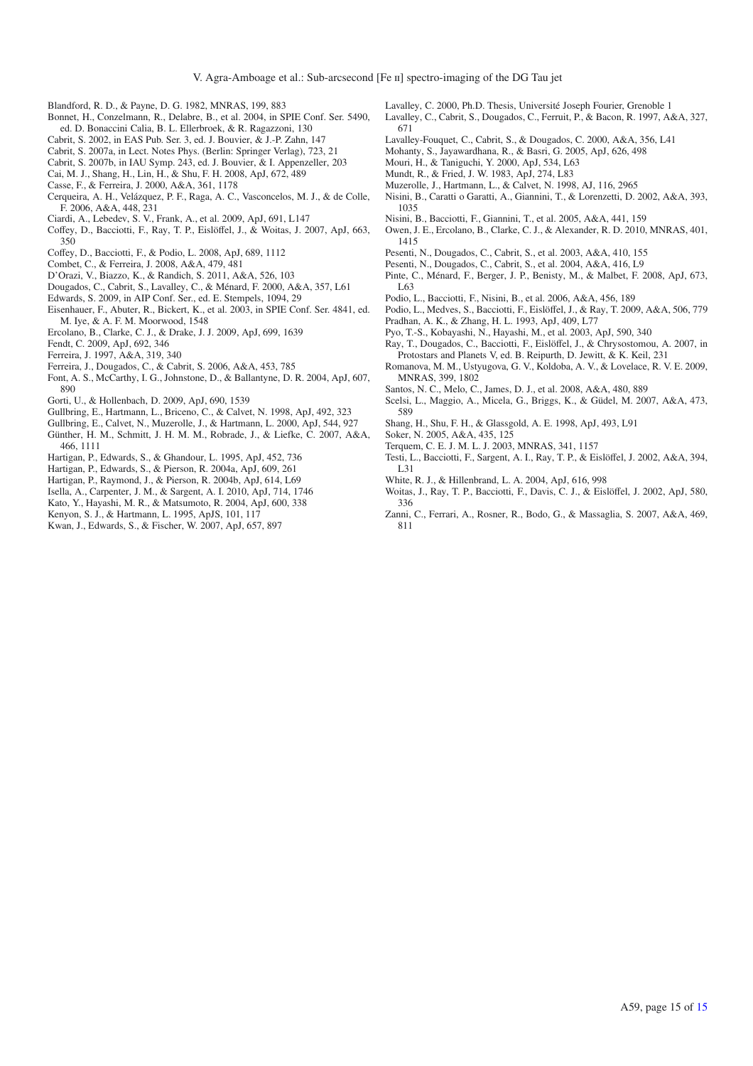Blandford, R. D., & Payne, D. G. 1982, MNRAS, 199, 883
Bonnet, H., Conzelmann, R., Delabre, B., et al. 2004, in SPIE Conf. Ser. 5490, ed. D. Bonaccini Calia, B. L. Ellerbroek, & R. Ragazzoni, 130
Cabrit, S. 2002, in EAS Pub. Ser. 3, ed. J. Bouvier, & J.-P. Zahn, 147
Cabrit, S. 2007a, in Lect. Notes Phys. (Berlin: Springer Verlag), 723, 21
Cabrit, S. 2007b, in IAU Symp. 243, ed. J. Bouvier, & I. Appenzeller, 203
Cai, M. J., Shang, H., Lin, H., & Shu, F. H. 2008, ApJ, 672, 489
Casse, F., & Ferreira, J. 2000, A&A, 361, 1178
Cerqueira, A. H., Velázquez, P. F., Raga, A. C., Vasconcelos, M. J., & de Colle, F. 2006, A&A, 448, 231
Ciardi, A., Lebedev, S. V., Frank, A., et al. 2009, ApJ, 691, L147
Coffey, D., Bacciotti, F., Ray, T. P., Eislöffel, J., & Woitas, J. 2007, ApJ, 663, 350
Coffey, D., Bacciotti, F., & Podio, L. 2008, ApJ, 689, 1112
Combet, C., & Ferreira, J. 2008, A&A, 479, 481
D'Orazi, V., Biazzo, K., & Randich, S. 2011, A&A, 526, 103
Dougados, C., Cabrit, S., Lavalley, C., & Ménard, F. 2000, A&A, 357, L61
Edwards, S. 2009, in AIP Conf. Ser., ed. E. Stempels, 1094, 29
Eisenhauer, F., Abuter, R., Bickert, K., et al. 2003, in SPIE Conf. Ser. 4841, ed. M. Iye, & A. F. M. Moorwood, 1548
Ercolano, B., Clarke, C. J., & Drake, J. J. 2009, ApJ, 699, 1639
Fendt, C. 2009, ApJ, 692, 346
Ferreira, J. 1997, A&A, 319, 340
Ferreira, J., Dougados, C., & Cabrit, S. 2006, A&A, 453, 785
Font, A. S., McCarthy, I. G., Johnstone, D., & Ballantyne, D. R. 2004, ApJ, 607, 890
Gorti, U., & Hollenbach, D. 2009, ApJ, 690, 1539
Gullbring, E., Hartmann, L., Briceno, C., & Calvet, N. 1998, ApJ, 492, 323
Gullbring, E., Calvet, N., Muzerolle, J., & Hartmann, L. 2000, ApJ, 544, 927
Günther, H. M., Schmitt, J. H. M. M., Robrade, J., & Liefke, C. 2007, A&A, 466, 1111
Hartigan, P., Edwards, S., & Ghandour, L. 1995, ApJ, 452, 736
Hartigan, P., Edwards, S., & Pierson, R. 2004a, ApJ, 609, 261
Hartigan, P., Raymond, J., & Pierson, R. 2004b, ApJ, 614, L69
Isella, A., Carpenter, J. M., & Sargent, A. I. 2010, ApJ, 714, 1746
Kato, Y., Hayashi, M. R., & Matsumoto, R. 2004, ApJ, 600, 338
Kenyon, S. J., & Hartmann, L. 1995, ApJS, 101, 117
Kwan, J., Edwards, S., & Fischer, W. 2007, ApJ, 657, 897
Lavalley, C. 2000, Ph.D. Thesis, Université Joseph Fourier, Grenoble 1
Lavalley, C., Cabrit, S., Dougados, C., Ferruit, P., & Bacon, R. 1997, A&A, 327, 671
Lavalley-Fouquet, C., Cabrit, S., & Dougados, C. 2000, A&A, 356, L41
Mohanty, S., Jayawardhana, R., & Basri, G. 2005, ApJ, 626, 498
Mouri, H., & Taniguchi, Y. 2000, ApJ, 534, L63
Mundt, R., & Fried, J. W. 1983, ApJ, 274, L83
Muzerolle, J., Hartmann, L., & Calvet, N. 1998, AJ, 116, 2965
Nisini, B., Caratti o Garatti, A., Giannini, T., & Lorenzetti, D. 2002, A&A, 393, 1035
Nisini, B., Bacciotti, F., Giannini, T., et al. 2005, A&A, 441, 159
Owen, J. E., Ercolano, B., Clarke, C. J., & Alexander, R. D. 2010, MNRAS, 401, 1415
Pesenti, N., Dougados, C., Cabrit, S., et al. 2003, A&A, 410, 155
Pesenti, N., Dougados, C., Cabrit, S., et al. 2004, A&A, 416, L9
Pinte, C., Ménard, F., Berger, J. P., Benisty, M., & Malbet, F. 2008, ApJ, 673, L63
Podio, L., Bacciotti, F., Nisini, B., et al. 2006, A&A, 456, 189
Podio, L., Medves, S., Bacciotti, F., Eislöffel, J., & Ray, T. 2009, A&A, 506, 779
Pradhan, A. K., & Zhang, H. L. 1993, ApJ, 409, L77
Pyo, T.-S., Kobayashi, N., Hayashi, M., et al. 2003, ApJ, 590, 340
Ray, T., Dougados, C., Bacciotti, F., Eislöffel, J., & Chrysostomou, A. 2007, in Protostars and Planets V, ed. B. Reipurth, D. Jewitt, & K. Keil, 231
Romanova, M. M., Ustyugova, G. V., Koldoba, A. V., & Lovelace, R. V. E. 2009, MNRAS, 399, 1802
Santos, N. C., Melo, C., James, D. J., et al. 2008, A&A, 480, 889
Scelsi, L., Maggio, A., Micela, G., Briggs, K., & Güdel, M. 2007, A&A, 473, 589
Shang, H., Shu, F. H., & Glassgold, A. E. 1998, ApJ, 493, L91
Soker, N. 2005, A&A, 435, 125
Terquem, C. E. J. M. L. J. 2003, MNRAS, 341, 1157
Testi, L., Bacciotti, F., Sargent, A. I., Ray, T. P., & Eislöffel, J. 2002, A&A, 394, L31
White, R. J., & Hillenbrand, L. A. 2004, ApJ, 616, 998
Woitas, J., Ray, T. P., Bacciotti, F., Davis, C. J., & Eislöffel, J. 2002, ApJ, 580, 336
Zanni, C., Ferrari, A., Rosner, R., Bodo, G., & Massaglia, S. 2007, A&A, 469, 811